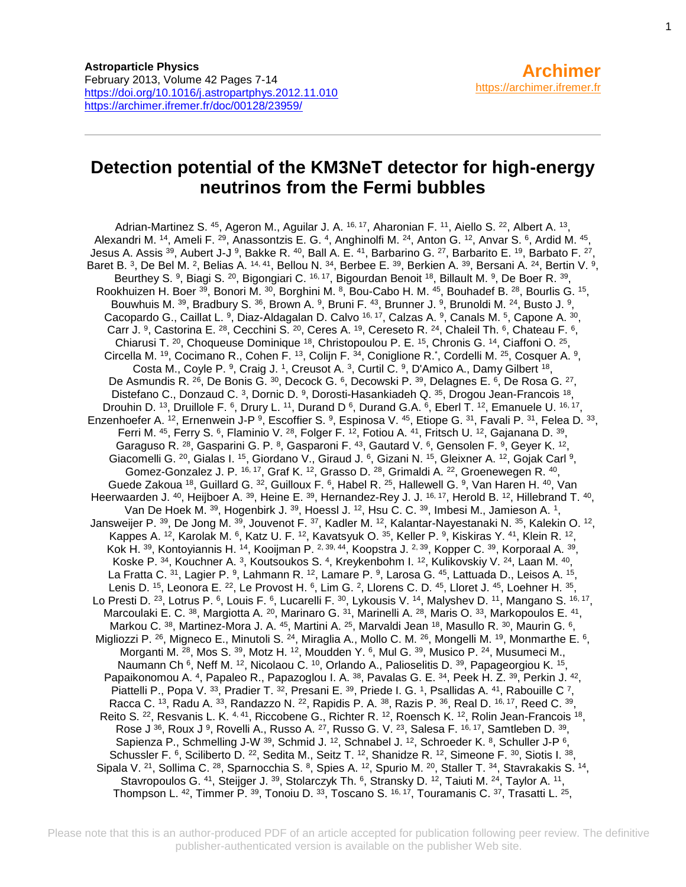**Astroparticle Physics**
February 2013, Volume 42 Pages 7-14
https://doi.org/10.1016/j.astropartphys.2012.11.010
https://archimer.ifremer.fr/doc/00128/23959/

**Archimer**
https://archimer.ifremer.fr

# Detection potential of the KM3NeT detector for high-energy neutrinos from the Fermi bubbles

Adrian-Martinez S. [45], Ageron M., Aguilar J. A. [16, 17], Aharonian F. [11], Aiello S. [22], Albert A. [13], Alexandri M. [14], Ameli F. [29], Anassontzis E. G. [4], Anghinolfi M. [24], Anton G. [12], Anvar S. [6], Ardid M. [45], Jesus A. Assis [39], Aubert J-J [9], Bakke R. [40], Ball A. E. [41], Barbarino G. [27], Barbarito E. [19], Barbato F. [27], Baret B. [3], De Bel M. [2], Belias A. [14, 41], Bellou N. [34], Berbee E. [39], Berkien A. [39], Bersani A. [24], Bertin V. [9], Beurthey S. [9], Biagi S. [20], Bigongiari C. [16, 17], Bigourdan Benoit [18], Billault M. [9], De Boer R. [39], Rookhuizen H. Boer [39], Bonori M. [30], Borghini M. [8], Bou-Cabo H. M. [45], Bouhadef B. [28], Bourlis G. [15], Bouwhuis M. [39], Bradbury S. [36], Brown A. [9], Bruni F. [43], Brunner J. [9], Brunoldi M. [24], Busto J. [9], Cacopardo G., Caillat L. [9], Diaz-Aldagalan D. Calvo [16, 17], Calzas A. [9], Canals M. [5], Capone A. [30], Carr J. [9], Castorina E. [28], Cecchini S. [20], Ceres A. [19], Cereseto R. [24], Chaleil Th. [6], Chateau F. [6], Chiarusi T. [20], Choqueuse Dominique [18], Christopoulou P. E. [15], Chronis G. [14], Ciaffoni O. [25], Circella M. [19], Cocimano R., Cohen F. [13], Colijn F. [34], Coniglione R.*, Cordelli M. [25], Cosquer A. [9], Costa M., Coyle P. [9], Craig J. [1], Creusot A. [3], Curtil C. [9], D'Amico A., Damy Gilbert [18], De Asmundis R. [26], De Bonis G. [30], Decock G. [6], Decowski P. [39], Delagnes E. [6], De Rosa G. [27], Distefano C., Donzaud C. [3], Dornic D. [9], Dorosti-Hasankiadeh Q. [35], Drogou Jean-Francois [18], Drouhin D. [13], Druillole F. [6], Drury L. [11], Durand D [6], Durand G.A. [6], Eberl T. [12], Emanuele U. [16, 17], Enzenhoefer A. [12], Ernenwein J-P [9], Escoffier S. [9], Espinosa V. [45], Etiope G. [31], Favali P. [31], Felea D. [33], Ferri M. [45], Ferry S. [6], Flaminio V. [28], Folger F. [12], Fotiou A. [41], Fritsch U. [12], Gajanana D. [39], Garaguso R. [28], Gasparini G. P. [8], Gasparoni F. [43], Gautard V. [6], Gensolen F. [9], Geyer K. [12], Giacomelli G. [20], Gialas I. [15], Giordano V., Giraud J. [6], Gizani N. [15], Gleixner A. [12], Gojak Carl [9], Gomez-Gonzalez J. P. [16, 17], Graf K. [12], Grasso D. [28], Grimaldi A. [22], Groenewegen R. [40], Guede Zakoua [18], Guillard G. [32], Guilloux F. [6], Habel R. [25], Hallewell G. [9], Van Haren H. [40], Van Heerwaarden J. [40], Heijboer A. [39], Heine E. [39], Hernandez-Rey J. J. [16, 17], Herold B. [12], Hillebrand T. [40], Van De Hoek M. [39], Hogenbirk J. [39], Hoessl J. [12], Hsu C. C. [39], Imbesi M., Jamieson A. [1], Jansweijer P. [39], De Jong M. [39], Jouvenot F. [37], Kadler M. [12], Kalantar-Nayestanaki N. [35], Kalekin O. [12], Kappes A. [12], Karolak M. [6], Katz U. F. [12], Kavatsyuk O. [35], Keller P. [9], Kiskiras Y. [41], Klein R. [12], Kok H. [39], Kontoyiannis H. [14], Kooijman P. [2, 39, 44], Koopstra J. [2, 39], Kopper C. [39], Korporaal A. [39], Koske P. [34], Kouchner A. [3], Koutsoukos S. [4], Kreykenbohm I. [12], Kulikovskiy V. [24], Laan M. [40], La Fratta C. [31], Lagier P. [9], Lahmann R. [12], Lamare P. [9], Larosa G. [45], Lattuada D., Leisos A. [15], Lenis D. [15], Leonora E. [22], Le Provost H. [6], Lim G. [2], Llorens C. D. [45], Lloret J. [45], Loehner H. [35], Lo Presti D. [23], Lotrus P. [6], Louis F. [6], Lucarelli F. [30], Lykousis V. [14], Malyshev D. [11], Mangano S. [16, 17], Marcoulaki E. C. [38], Margiotta A. [20], Marinaro G. [31], Marinelli A. [28], Maris O. [33], Markopoulos E. [41], Markou C. [38], Martinez-Mora J. A. [45], Martini A. [25], Marvaldi Jean [18], Masullo R. [30], Maurin G. [6], Migliozzi P. [26], Migneco E., Minutoli S. [24], Miraglia A., Mollo C. M. [26], Mongelli M. [19], Monmarthe E. [6], Morganti M. [28], Mos S. [39], Motz H. [12], Moudden Y. [6], Mul G. [39], Musico P. [24], Musumeci M., Naumann Ch [6], Neff M. [12], Nicolaou C. [10], Orlando A., Palioselitis D. [39], Papageorgiou K. [15], Papaikonomou A. [4], Papaleo R., Papazoglou I. A. [38], Pavalas G. E. [34], Peek H. Z. [39], Perkin J. [42], Piattelli P., Popa V. [33], Pradier T. [32], Presani E. [39], Priede I. G. [1], Psallidas A. [41], Rabouille C [7], Racca C. [13], Radu A. [33], Randazzo N. [22], Rapidis P. A. [38], Razis P. [36], Real D. [16, 17], Reed C. [39], Reito S. [22], Resvanis L. K. [4, 41], Riccobene G., Richter R. [12], Roensch K. [12], Rolin Jean-Francois [18], Rose J [36], Roux J [9], Rovelli A., Russo A. [27], Russo G. V. [23], Salesa F. [16, 17], Samtleben D. [39], Sapienza P., Schmelling J-W [39], Schmid J. [12], Schnabel J. [12], Schroeder K. [8], Schuller J-P [6], Schussler F. [6], Sciliberto D. [22], Sedita M., Seitz T. [12], Shanidze R. [12], Simeone F. [30], Siotis I. [38], Sipala V. [21], Sollima C. [28], Sparnocchia S. [8], Spies A. [12], Spurio M. [20], Staller T. [34], Stavrakakis S. [14], Stavropoulos G. [41], Steijger J. [39], Stolarczyk Th. [6], Stransky D. [12], Taiuti M. [24], Taylor A. [11], Thompson L. [42], Timmer P. [39], Tonoiu D. [33], Toscano S. [16, 17], Touramanis C. [37], Trasatti L. [25],

Please note that this is an author-produced PDF of an article accepted for publication following peer review. The definitive publisher-authenticated version is available on the publisher Web site.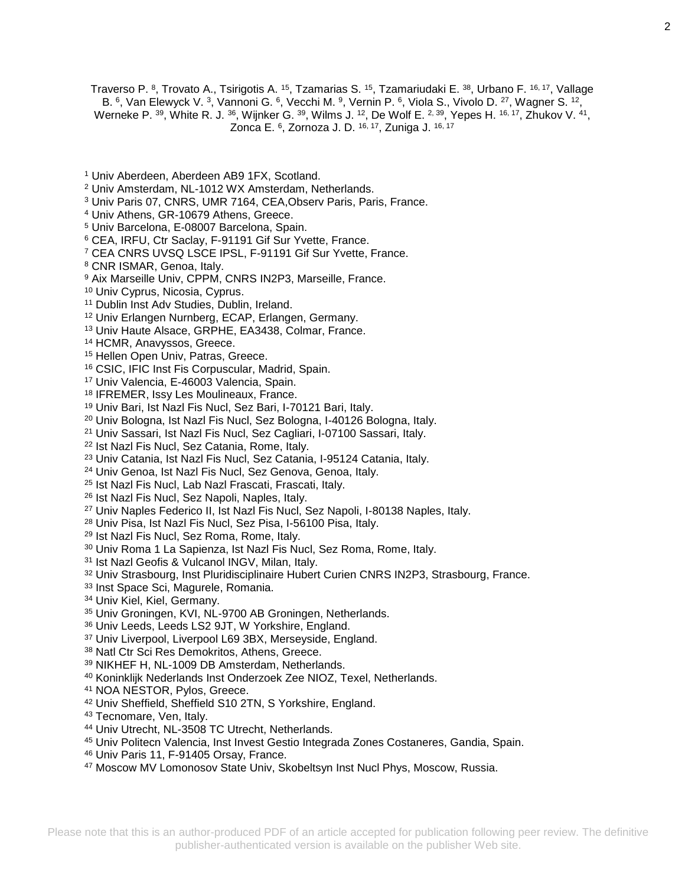Traverso P. [8], Trovato A., Tsirigotis A. [15], Tzamarias S. [15], Tzamariudaki E. [38], Urbano F. [16, 17], Vallage B. [6], Van Elewyck V. [3], Vannoni G. [6], Vecchi M. [9], Vernin P. [6], Viola S., Vivolo D. [27], Wagner S. [12], Werneke P. [39], White R. J. [36], Wijnker G. [39], Wilms J. [12], De Wolf E. [2, 39], Yepes H. [16, 17], Zhukov V. [41], Zonca E. [6], Zornoza J. D. [16, 17], Zuniga J. [16, 17]

[1] Univ Aberdeen, Aberdeen AB9 1FX, Scotland.
[2] Univ Amsterdam, NL-1012 WX Amsterdam, Netherlands.
[3] Univ Paris 07, CNRS, UMR 7164, CEA,Observ Paris, Paris, France.
[4] Univ Athens, GR-10679 Athens, Greece.
[5] Univ Barcelona, E-08007 Barcelona, Spain.
[6] CEA, IRFU, Ctr Saclay, F-91191 Gif Sur Yvette, France.
[7] CEA CNRS UVSQ LSCE IPSL, F-91191 Gif Sur Yvette, France.
[8] CNR ISMAR, Genoa, Italy.
[9] Aix Marseille Univ, CPPM, CNRS IN2P3, Marseille, France.
[10] Univ Cyprus, Nicosia, Cyprus.
[11] Dublin Inst Adv Studies, Dublin, Ireland.
[12] Univ Erlangen Nurnberg, ECAP, Erlangen, Germany.
[13] Univ Haute Alsace, GRPHE, EA3438, Colmar, France.
[14] HCMR, Anavyssos, Greece.
[15] Hellen Open Univ, Patras, Greece.
[16] CSIC, IFIC Inst Fis Corpuscular, Madrid, Spain.
[17] Univ Valencia, E-46003 Valencia, Spain.
[18] IFREMER, Issy Les Moulineaux, France.
[19] Univ Bari, Ist Nazl Fis Nucl, Sez Bari, I-70121 Bari, Italy.
[20] Univ Bologna, Ist Nazl Fis Nucl, Sez Bologna, I-40126 Bologna, Italy.
[21] Univ Sassari, Ist Nazl Fis Nucl, Sez Cagliari, I-07100 Sassari, Italy.
[22] Ist Nazl Fis Nucl, Sez Catania, Rome, Italy.
[23] Univ Catania, Ist Nazl Fis Nucl, Sez Catania, I-95124 Catania, Italy.
[24] Univ Genoa, Ist Nazl Fis Nucl, Sez Genova, Genoa, Italy.
[25] Ist Nazl Fis Nucl, Lab Nazl Frascati, Frascati, Italy.
[26] Ist Nazl Fis Nucl, Sez Napoli, Naples, Italy.
[27] Univ Naples Federico II, Ist Nazl Fis Nucl, Sez Napoli, I-80138 Naples, Italy.
[28] Univ Pisa, Ist Nazl Fis Nucl, Sez Pisa, I-56100 Pisa, Italy.
[29] Ist Nazl Fis Nucl, Sez Roma, Rome, Italy.
[30] Univ Roma 1 La Sapienza, Ist Nazl Fis Nucl, Sez Roma, Rome, Italy.
[31] Ist Nazl Geofis & Vulcanol INGV, Milan, Italy.
[32] Univ Strasbourg, Inst Pluridisciplinaire Hubert Curien CNRS IN2P3, Strasbourg, France.
[33] Inst Space Sci, Magurele, Romania.
[34] Univ Kiel, Kiel, Germany.
[35] Univ Groningen, KVI, NL-9700 AB Groningen, Netherlands.
[36] Univ Leeds, Leeds LS2 9JT, W Yorkshire, England.
[37] Univ Liverpool, Liverpool L69 3BX, Merseyside, England.
[38] Natl Ctr Sci Res Demokritos, Athens, Greece.
[39] NIKHEF H, NL-1009 DB Amsterdam, Netherlands.
[40] Koninklijk Nederlands Inst Onderzoek Zee NIOZ, Texel, Netherlands.
[41] NOA NESTOR, Pylos, Greece.
[42] Univ Sheffield, Sheffield S10 2TN, S Yorkshire, England.
[43] Tecnomare, Ven, Italy.
[44] Univ Utrecht, NL-3508 TC Utrecht, Netherlands.
[45] Univ Politecn Valencia, Inst Invest Gestio Integrada Zones Costaneres, Gandia, Spain.
[46] Univ Paris 11, F-91405 Orsay, France.
[47] Moscow MV Lomonosov State Univ, Skobeltsyn Inst Nucl Phys, Moscow, Russia.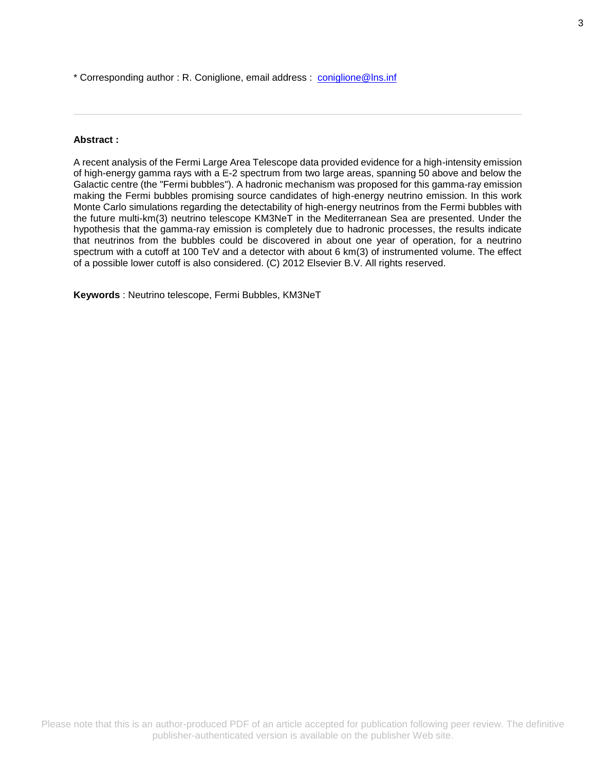* Corresponding author : R. Coniglione, email address : [coniglione@lns.inf](mailto:coniglione@lns.inf)

---

**Abstract :**

A recent analysis of the Fermi Large Area Telescope data provided evidence for a high-intensity emission of high-energy gamma rays with a E-2 spectrum from two large areas, spanning 50 above and below the Galactic centre (the "Fermi bubbles"). A hadronic mechanism was proposed for this gamma-ray emission making the Fermi bubbles promising source candidates of high-energy neutrino emission. In this work Monte Carlo simulations regarding the detectability of high-energy neutrinos from the Fermi bubbles with the future multi-km(3) neutrino telescope KM3NeT in the Mediterranean Sea are presented. Under the hypothesis that the gamma-ray emission is completely due to hadronic processes, the results indicate that neutrinos from the bubbles could be discovered in about one year of operation, for a neutrino spectrum with a cutoff at 100 TeV and a detector with about 6 km(3) of instrumented volume. The effect of a possible lower cutoff is also considered. (C) 2012 Elsevier B.V. All rights reserved.

**Keywords** : Neutrino telescope, Fermi Bubbles, KM3NeT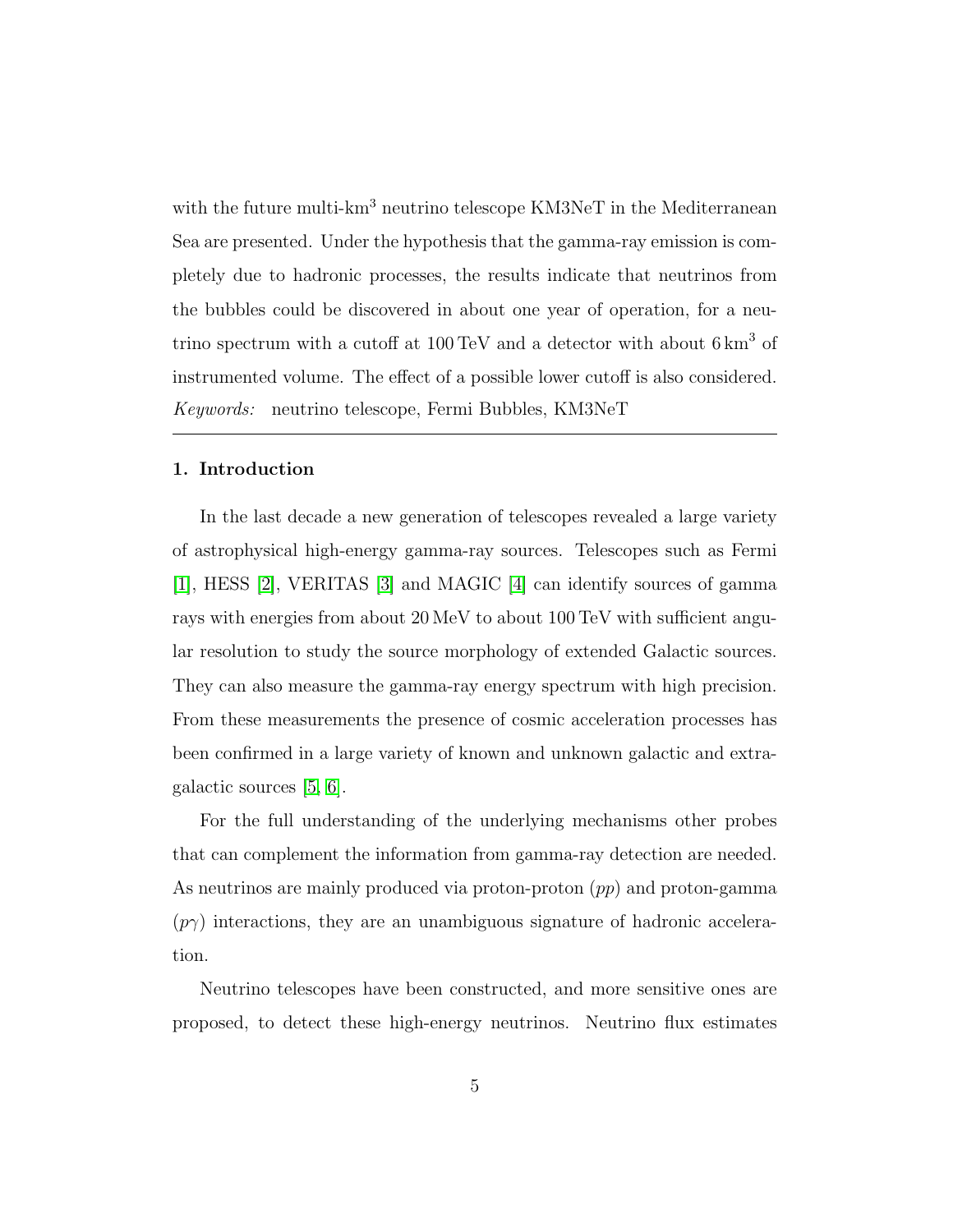with the future multi-km$^3$ neutrino telescope KM3NeT in the Mediterranean Sea are presented. Under the hypothesis that the gamma-ray emission is completely due to hadronic processes, the results indicate that neutrinos from the bubbles could be discovered in about one year of operation, for a neutrino spectrum with a cutoff at 100 TeV and a detector with about 6 km$^3$ of instrumented volume. The effect of a possible lower cutoff is also considered.

*Keywords:* neutrino telescope, Fermi Bubbles, KM3NeT

## 1. Introduction

In the last decade a new generation of telescopes revealed a large variety of astrophysical high-energy gamma-ray sources. Telescopes such as Fermi [1], HESS [2], VERITAS [3] and MAGIC [4] can identify sources of gamma rays with energies from about 20 MeV to about 100 TeV with sufficient angular resolution to study the source morphology of extended Galactic sources. They can also measure the gamma-ray energy spectrum with high precision. From these measurements the presence of cosmic acceleration processes has been confirmed in a large variety of known and unknown galactic and extragalactic sources [5, 6].

For the full understanding of the underlying mechanisms other probes that can complement the information from gamma-ray detection are needed. As neutrinos are mainly produced via proton-proton ($pp$) and proton-gamma ($p\gamma$) interactions, they are an unambiguous signature of hadronic acceleration.

Neutrino telescopes have been constructed, and more sensitive ones are proposed, to detect these high-energy neutrinos. Neutrino flux estimates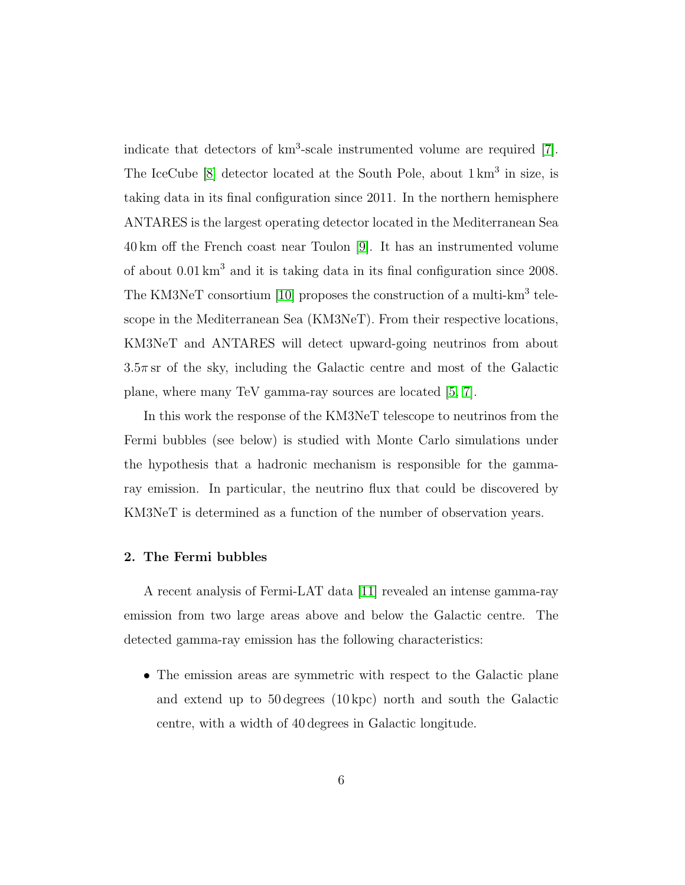indicate that detectors of $\mathrm{km}^3$-scale instrumented volume are required [7]. The IceCube [8] detector located at the South Pole, about $1\,\mathrm{km}^3$ in size, is taking data in its final configuration since 2011. In the northern hemisphere ANTARES is the largest operating detector located in the Mediterranean Sea 40 km off the French coast near Toulon [9]. It has an instrumented volume of about $0.01\,\mathrm{km}^3$ and it is taking data in its final configuration since 2008. The KM3NeT consortium [10] proposes the construction of a multi-$\mathrm{km}^3$ telescope in the Mediterranean Sea (KM3NeT). From their respective locations, KM3NeT and ANTARES will detect upward-going neutrinos from about $3.5\pi$ sr of the sky, including the Galactic centre and most of the Galactic plane, where many TeV gamma-ray sources are located [5, 7].

In this work the response of the KM3NeT telescope to neutrinos from the Fermi bubbles (see below) is studied with Monte Carlo simulations under the hypothesis that a hadronic mechanism is responsible for the gamma-ray emission. In particular, the neutrino flux that could be discovered by KM3NeT is determined as a function of the number of observation years.

## 2. The Fermi bubbles

A recent analysis of Fermi-LAT data [11] revealed an intense gamma-ray emission from two large areas above and below the Galactic centre. The detected gamma-ray emission has the following characteristics:

- The emission areas are symmetric with respect to the Galactic plane and extend up to 50 degrees (10 kpc) north and south the Galactic centre, with a width of 40 degrees in Galactic longitude.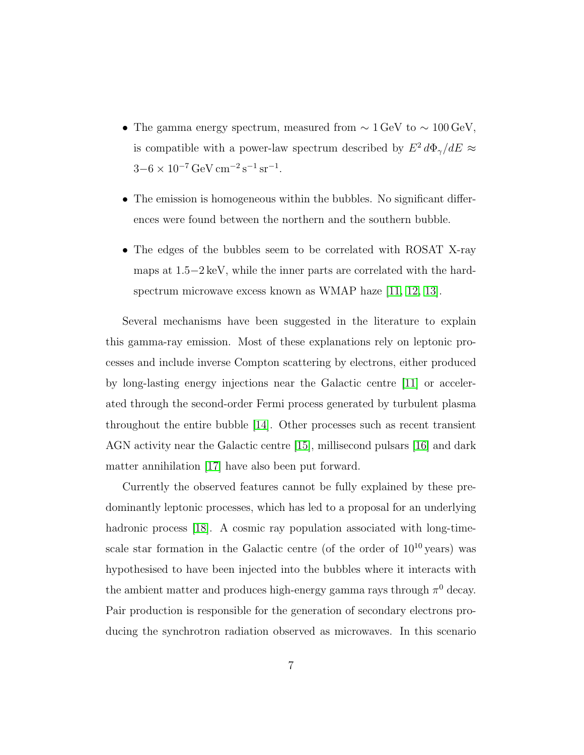- The gamma energy spectrum, measured from $\sim 1\,\mathrm{GeV}$ to $\sim 100\,\mathrm{GeV}$, is compatible with a power-law spectrum described by $E^2\, d\Phi_\gamma/dE \approx 3{-}6 \times 10^{-7}\,\mathrm{GeV\,cm^{-2}\,s^{-1}\,sr^{-1}}$.

- The emission is homogeneous within the bubbles. No significant differences were found between the northern and the southern bubble.

- The edges of the bubbles seem to be correlated with ROSAT X-ray maps at $1.5{-}2\,\mathrm{keV}$, while the inner parts are correlated with the hard-spectrum microwave excess known as WMAP haze [11, 12, 13].

Several mechanisms have been suggested in the literature to explain this gamma-ray emission. Most of these explanations rely on leptonic processes and include inverse Compton scattering by electrons, either produced by long-lasting energy injections near the Galactic centre [11] or accelerated through the second-order Fermi process generated by turbulent plasma throughout the entire bubble [14]. Other processes such as recent transient AGN activity near the Galactic centre [15], millisecond pulsars [16] and dark matter annihilation [17] have also been put forward.

Currently the observed features cannot be fully explained by these predominantly leptonic processes, which has led to a proposal for an underlying hadronic process [18]. A cosmic ray population associated with long-time-scale star formation in the Galactic centre (of the order of $10^{10}$ years) was hypothesised to have been injected into the bubbles where it interacts with the ambient matter and produces high-energy gamma rays through $\pi^0$ decay. Pair production is responsible for the generation of secondary electrons producing the synchrotron radiation observed as microwaves. In this scenario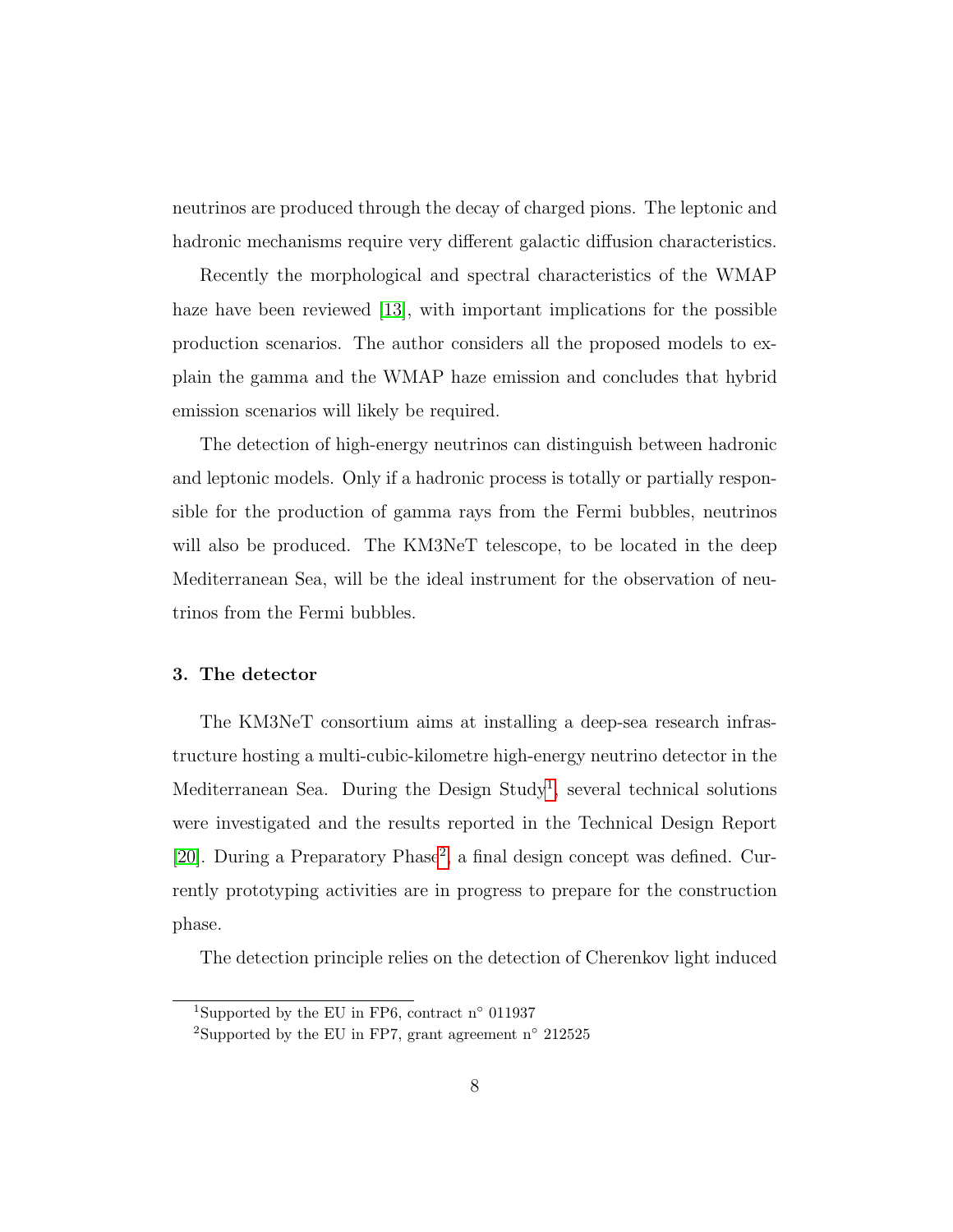neutrinos are produced through the decay of charged pions. The leptonic and hadronic mechanisms require very different galactic diffusion characteristics.

Recently the morphological and spectral characteristics of the WMAP haze have been reviewed [13], with important implications for the possible production scenarios. The author considers all the proposed models to explain the gamma and the WMAP haze emission and concludes that hybrid emission scenarios will likely be required.

The detection of high-energy neutrinos can distinguish between hadronic and leptonic models. Only if a hadronic process is totally or partially responsible for the production of gamma rays from the Fermi bubbles, neutrinos will also be produced. The KM3NeT telescope, to be located in the deep Mediterranean Sea, will be the ideal instrument for the observation of neutrinos from the Fermi bubbles.

## 3. The detector

The KM3NeT consortium aims at installing a deep-sea research infrastructure hosting a multi-cubic-kilometre high-energy neutrino detector in the Mediterranean Sea. During the Design Study[1], several technical solutions were investigated and the results reported in the Technical Design Report [20]. During a Preparatory Phase[2], a final design concept was defined. Currently prototyping activities are in progress to prepare for the construction phase.

The detection principle relies on the detection of Cherenkov light induced

---

[1] Supported by the EU in FP6, contract n° 011937

[2] Supported by the EU in FP7, grant agreement n° 212525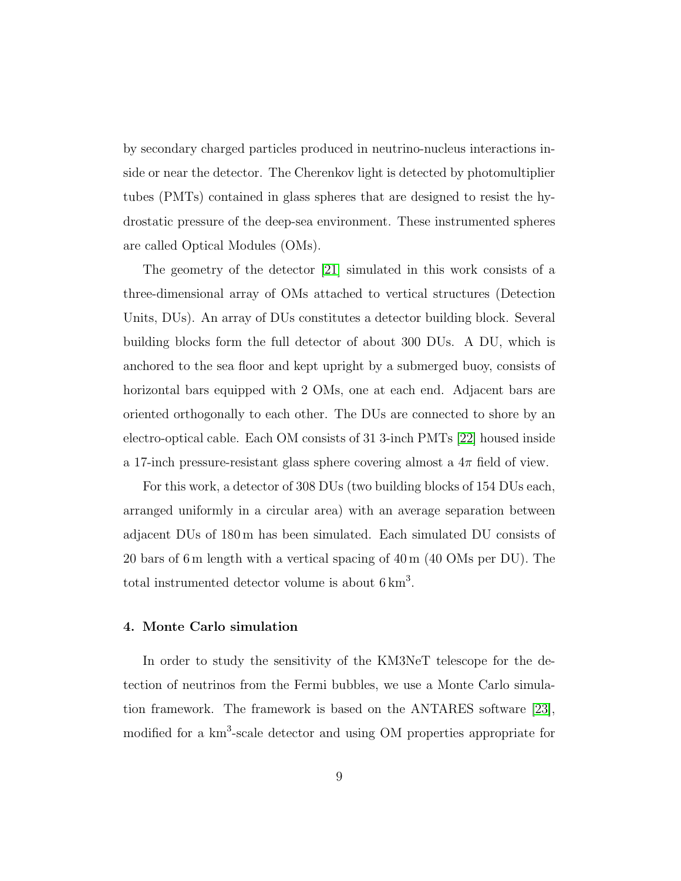by secondary charged particles produced in neutrino-nucleus interactions inside or near the detector. The Cherenkov light is detected by photomultiplier tubes (PMTs) contained in glass spheres that are designed to resist the hydrostatic pressure of the deep-sea environment. These instrumented spheres are called Optical Modules (OMs).

The geometry of the detector [21] simulated in this work consists of a three-dimensional array of OMs attached to vertical structures (Detection Units, DUs). An array of DUs constitutes a detector building block. Several building blocks form the full detector of about 300 DUs. A DU, which is anchored to the sea floor and kept upright by a submerged buoy, consists of horizontal bars equipped with 2 OMs, one at each end. Adjacent bars are oriented orthogonally to each other. The DUs are connected to shore by an electro-optical cable. Each OM consists of 31 3-inch PMTs [22] housed inside a 17-inch pressure-resistant glass sphere covering almost a $4\pi$ field of view.

For this work, a detector of 308 DUs (two building blocks of 154 DUs each, arranged uniformly in a circular area) with an average separation between adjacent DUs of 180 m has been simulated. Each simulated DU consists of 20 bars of 6 m length with a vertical spacing of 40 m (40 OMs per DU). The total instrumented detector volume is about 6 $\mathrm{km}^3$.

## 4. Monte Carlo simulation

In order to study the sensitivity of the KM3NeT telescope for the detection of neutrinos from the Fermi bubbles, we use a Monte Carlo simulation framework. The framework is based on the ANTARES software [23], modified for a $\mathrm{km}^3$-scale detector and using OM properties appropriate for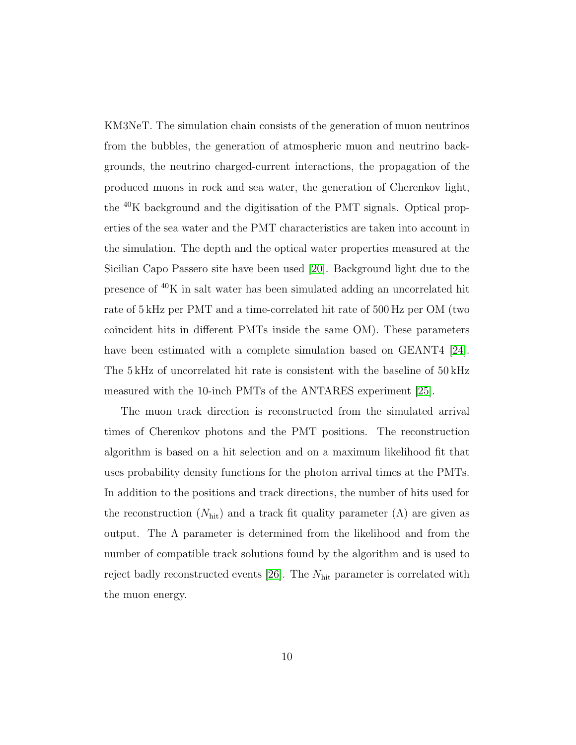KM3NeT. The simulation chain consists of the generation of muon neutrinos from the bubbles, the generation of atmospheric muon and neutrino backgrounds, the neutrino charged-current interactions, the propagation of the produced muons in rock and sea water, the generation of Cherenkov light, the $^{40}$K background and the digitisation of the PMT signals. Optical properties of the sea water and the PMT characteristics are taken into account in the simulation. The depth and the optical water properties measured at the Sicilian Capo Passero site have been used [20]. Background light due to the presence of $^{40}$K in salt water has been simulated adding an uncorrelated hit rate of 5 kHz per PMT and a time-correlated hit rate of 500 Hz per OM (two coincident hits in different PMTs inside the same OM). These parameters have been estimated with a complete simulation based on GEANT4 [24]. The 5 kHz of uncorrelated hit rate is consistent with the baseline of 50 kHz measured with the 10-inch PMTs of the ANTARES experiment [25].

The muon track direction is reconstructed from the simulated arrival times of Cherenkov photons and the PMT positions. The reconstruction algorithm is based on a hit selection and on a maximum likelihood fit that uses probability density functions for the photon arrival times at the PMTs. In addition to the positions and track directions, the number of hits used for the reconstruction ($N_{\mathrm{hit}}$) and a track fit quality parameter ($\Lambda$) are given as output. The $\Lambda$ parameter is determined from the likelihood and from the number of compatible track solutions found by the algorithm and is used to reject badly reconstructed events [26]. The $N_{\mathrm{hit}}$ parameter is correlated with the muon energy.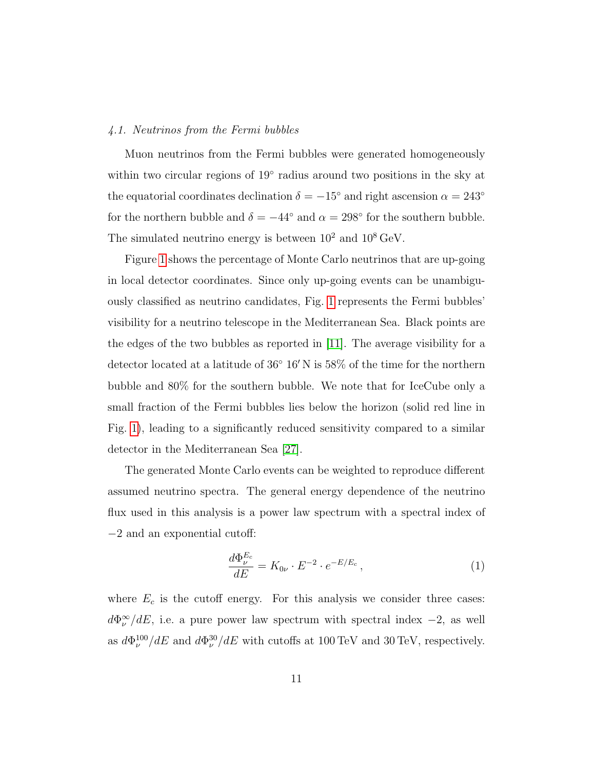### *4.1. Neutrinos from the Fermi bubbles*

Muon neutrinos from the Fermi bubbles were generated homogeneously within two circular regions of 19° radius around two positions in the sky at the equatorial coordinates declination $\delta = -15^\circ$ and right ascension $\alpha = 243^\circ$ for the northern bubble and $\delta = -44^\circ$ and $\alpha = 298^\circ$ for the southern bubble. The simulated neutrino energy is between $10^2$ and $10^8$ GeV.

Figure 1 shows the percentage of Monte Carlo neutrinos that are up-going in local detector coordinates. Since only up-going events can be unambiguously classified as neutrino candidates, Fig. 1 represents the Fermi bubbles' visibility for a neutrino telescope in the Mediterranean Sea. Black points are the edges of the two bubbles as reported in [11]. The average visibility for a detector located at a latitude of 36° 16′ N is 58% of the time for the northern bubble and 80% for the southern bubble. We note that for IceCube only a small fraction of the Fermi bubbles lies below the horizon (solid red line in Fig. 1), leading to a significantly reduced sensitivity compared to a similar detector in the Mediterranean Sea [27].

The generated Monte Carlo events can be weighted to reproduce different assumed neutrino spectra. The general energy dependence of the neutrino flux used in this analysis is a power law spectrum with a spectral index of −2 and an exponential cutoff:

$$\frac{d\Phi_\nu^{E_c}}{dE} = K_{0\nu} \cdot E^{-2} \cdot e^{-E/E_c}\,, \tag{1}$$

where $E_c$ is the cutoff energy. For this analysis we consider three cases: $d\Phi_\nu^{\infty}/dE$, i.e. a pure power law spectrum with spectral index −2, as well as $d\Phi_\nu^{100}/dE$ and $d\Phi_\nu^{30}/dE$ with cutoffs at 100 TeV and 30 TeV, respectively.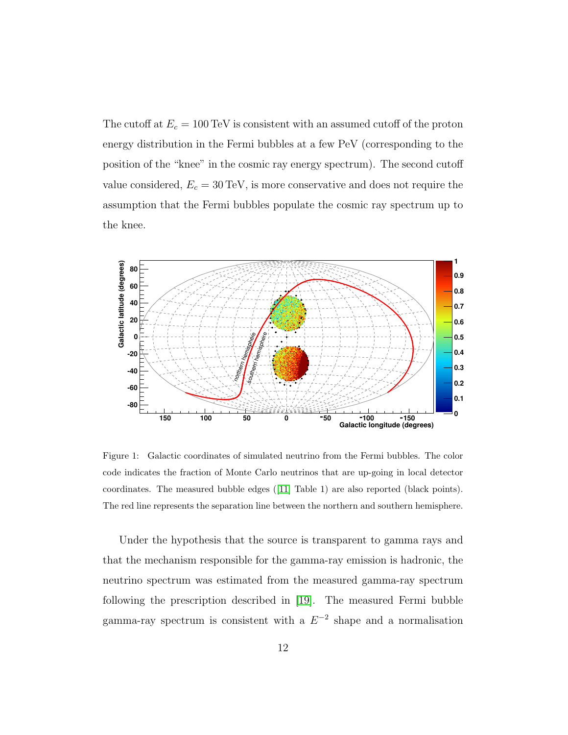The cutoff at $E_c = 100\,\text{TeV}$ is consistent with an assumed cutoff of the proton energy distribution in the Fermi bubbles at a few PeV (corresponding to the position of the "knee" in the cosmic ray energy spectrum). The second cutoff value considered, $E_c = 30\,\text{TeV}$, is more conservative and does not require the assumption that the Fermi bubbles populate the cosmic ray spectrum up to the knee.

Figure 1: Galactic coordinates of simulated neutrino from the Fermi bubbles. The color code indicates the fraction of Monte Carlo neutrinos that are up-going in local detector coordinates. The measured bubble edges ([11] Table 1) are also reported (black points). The red line represents the separation line between the northern and southern hemisphere.

Under the hypothesis that the source is transparent to gamma rays and that the mechanism responsible for the gamma-ray emission is hadronic, the neutrino spectrum was estimated from the measured gamma-ray spectrum following the prescription described in [19]. The measured Fermi bubble gamma-ray spectrum is consistent with a $E^{-2}$ shape and a normalisation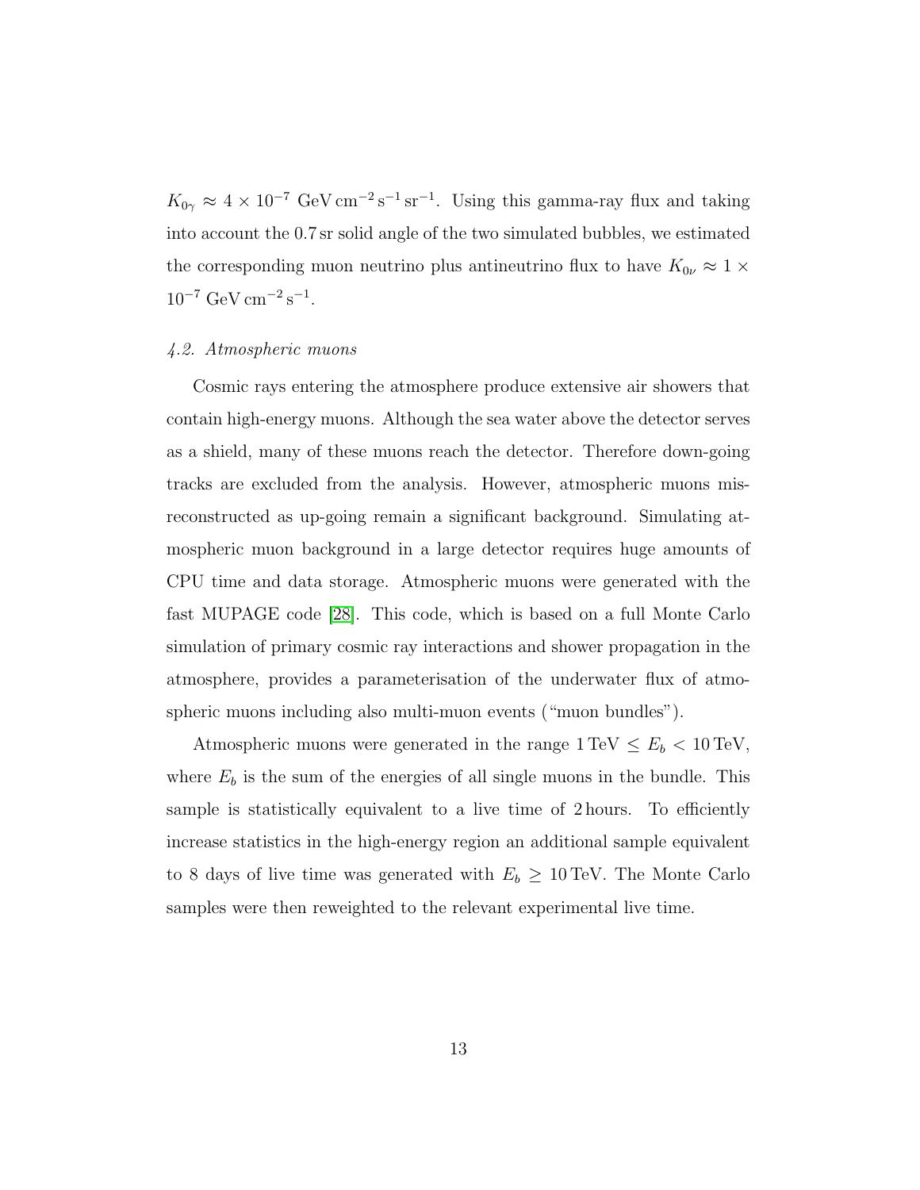$K_{0\gamma} \approx 4 \times 10^{-7}\ \mathrm{GeV\,cm^{-2}\,s^{-1}\,sr^{-1}}$. Using this gamma-ray flux and taking into account the 0.7 sr solid angle of the two simulated bubbles, we estimated the corresponding muon neutrino plus antineutrino flux to have $K_{0\nu} \approx 1 \times 10^{-7}\ \mathrm{GeV\,cm^{-2}\,s^{-1}}$.

### *4.2. Atmospheric muons*

Cosmic rays entering the atmosphere produce extensive air showers that contain high-energy muons. Although the sea water above the detector serves as a shield, many of these muons reach the detector. Therefore down-going tracks are excluded from the analysis. However, atmospheric muons mis-reconstructed as up-going remain a significant background. Simulating atmospheric muon background in a large detector requires huge amounts of CPU time and data storage. Atmospheric muons were generated with the fast MUPAGE code [28]. This code, which is based on a full Monte Carlo simulation of primary cosmic ray interactions and shower propagation in the atmosphere, provides a parameterisation of the underwater flux of atmospheric muons including also multi-muon events ("muon bundles").

Atmospheric muons were generated in the range $1\,\mathrm{TeV} \leq E_b < 10\,\mathrm{TeV}$, where $E_b$ is the sum of the energies of all single muons in the bundle. This sample is statistically equivalent to a live time of 2 hours. To efficiently increase statistics in the high-energy region an additional sample equivalent to 8 days of live time was generated with $E_b \geq 10\,\mathrm{TeV}$. The Monte Carlo samples were then reweighted to the relevant experimental live time.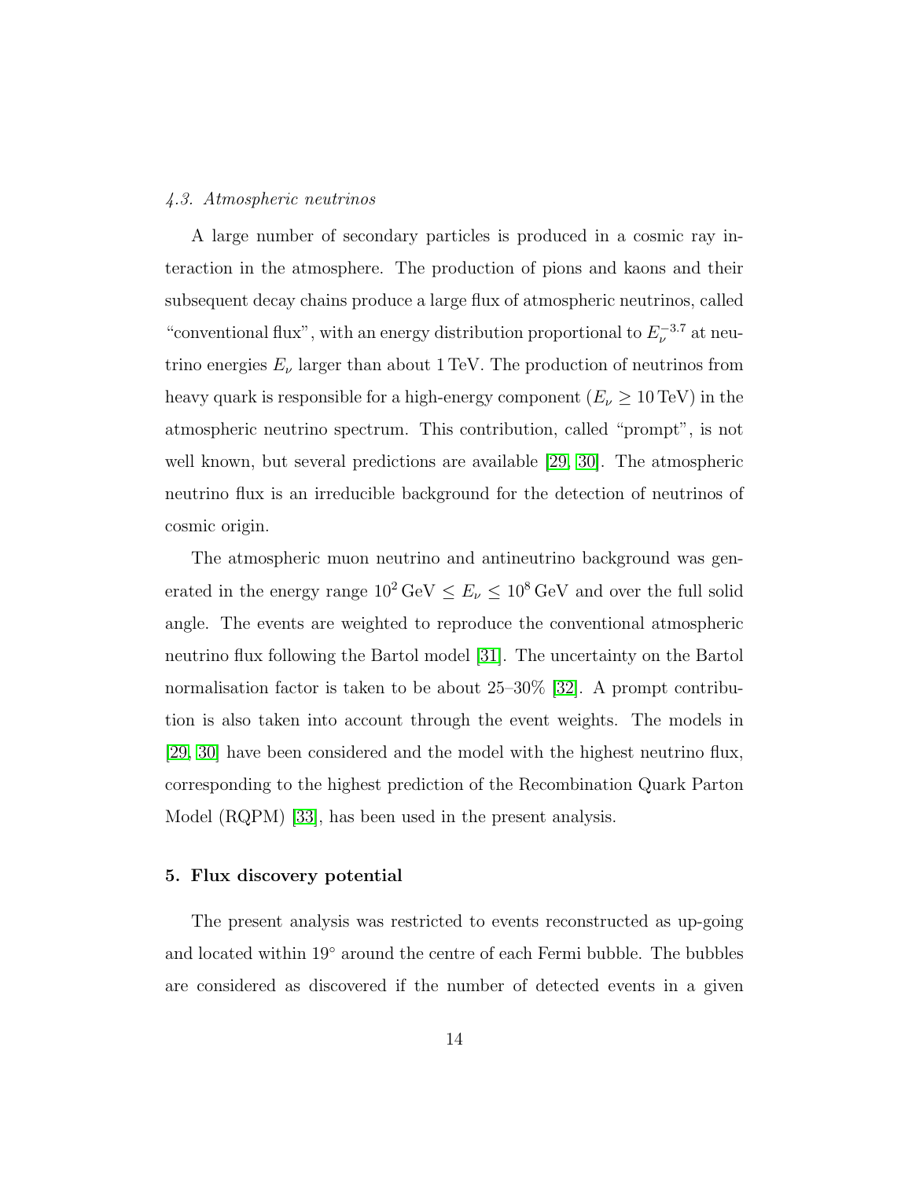### *4.3. Atmospheric neutrinos*

A large number of secondary particles is produced in a cosmic ray interaction in the atmosphere. The production of pions and kaons and their subsequent decay chains produce a large flux of atmospheric neutrinos, called "conventional flux", with an energy distribution proportional to $E_\nu^{-3.7}$ at neutrino energies $E_\nu$ larger than about 1 TeV. The production of neutrinos from heavy quark is responsible for a high-energy component ($E_\nu \geq 10\,\text{TeV}$) in the atmospheric neutrino spectrum. This contribution, called "prompt", is not well known, but several predictions are available [29, 30]. The atmospheric neutrino flux is an irreducible background for the detection of neutrinos of cosmic origin.

The atmospheric muon neutrino and antineutrino background was generated in the energy range $10^2\,\text{GeV} \leq E_\nu \leq 10^8\,\text{GeV}$ and over the full solid angle. The events are weighted to reproduce the conventional atmospheric neutrino flux following the Bartol model [31]. The uncertainty on the Bartol normalisation factor is taken to be about 25–30% [32]. A prompt contribution is also taken into account through the event weights. The models in [29, 30] have been considered and the model with the highest neutrino flux, corresponding to the highest prediction of the Recombination Quark Parton Model (RQPM) [33], has been used in the present analysis.

## 5. Flux discovery potential

The present analysis was restricted to events reconstructed as up-going and located within 19° around the centre of each Fermi bubble. The bubbles are considered as discovered if the number of detected events in a given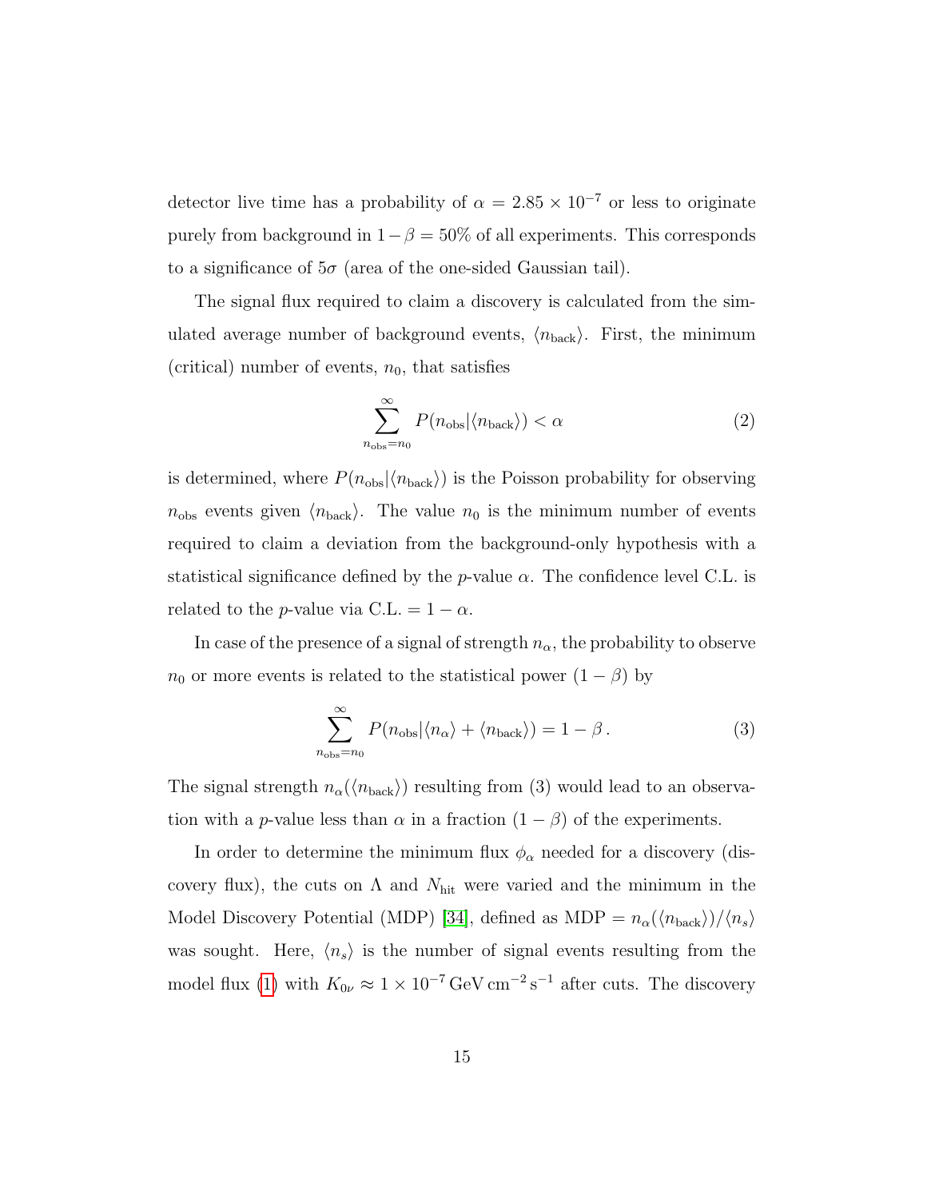detector live time has a probability of $\alpha = 2.85 \times 10^{-7}$ or less to originate purely from background in $1-\beta = 50\%$ of all experiments. This corresponds to a significance of $5\sigma$ (area of the one-sided Gaussian tail).

The signal flux required to claim a discovery is calculated from the simulated average number of background events, $\langle n_{\mathrm{back}} \rangle$. First, the minimum (critical) number of events, $n_0$, that satisfies

$$\sum_{n_{\mathrm{obs}}=n_0}^{\infty} P(n_{\mathrm{obs}}|\langle n_{\mathrm{back}} \rangle) < \alpha \tag{2}$$

is determined, where $P(n_{\mathrm{obs}}|\langle n_{\mathrm{back}} \rangle)$ is the Poisson probability for observing $n_{\mathrm{obs}}$ events given $\langle n_{\mathrm{back}} \rangle$. The value $n_0$ is the minimum number of events required to claim a deviation from the background-only hypothesis with a statistical significance defined by the $p$-value $\alpha$. The confidence level C.L. is related to the $p$-value via C.L. $= 1 - \alpha$.

In case of the presence of a signal of strength $n_\alpha$, the probability to observe $n_0$ or more events is related to the statistical power $(1-\beta)$ by

$$\sum_{n_{\mathrm{obs}}=n_0}^{\infty} P(n_{\mathrm{obs}}|\langle n_\alpha \rangle + \langle n_{\mathrm{back}} \rangle) = 1 - \beta\,. \tag{3}$$

The signal strength $n_\alpha(\langle n_{\mathrm{back}} \rangle)$ resulting from (3) would lead to an observation with a $p$-value less than $\alpha$ in a fraction $(1-\beta)$ of the experiments.

In order to determine the minimum flux $\phi_\alpha$ needed for a discovery (discovery flux), the cuts on $\Lambda$ and $N_{\mathrm{hit}}$ were varied and the minimum in the Model Discovery Potential (MDP) [34], defined as MDP $= n_\alpha(\langle n_{\mathrm{back}} \rangle)/\langle n_s \rangle$ was sought. Here, $\langle n_s \rangle$ is the number of signal events resulting from the model flux (1) with $K_{0\nu} \approx 1 \times 10^{-7}\,\mathrm{GeV\,cm^{-2}\,s^{-1}}$ after cuts. The discovery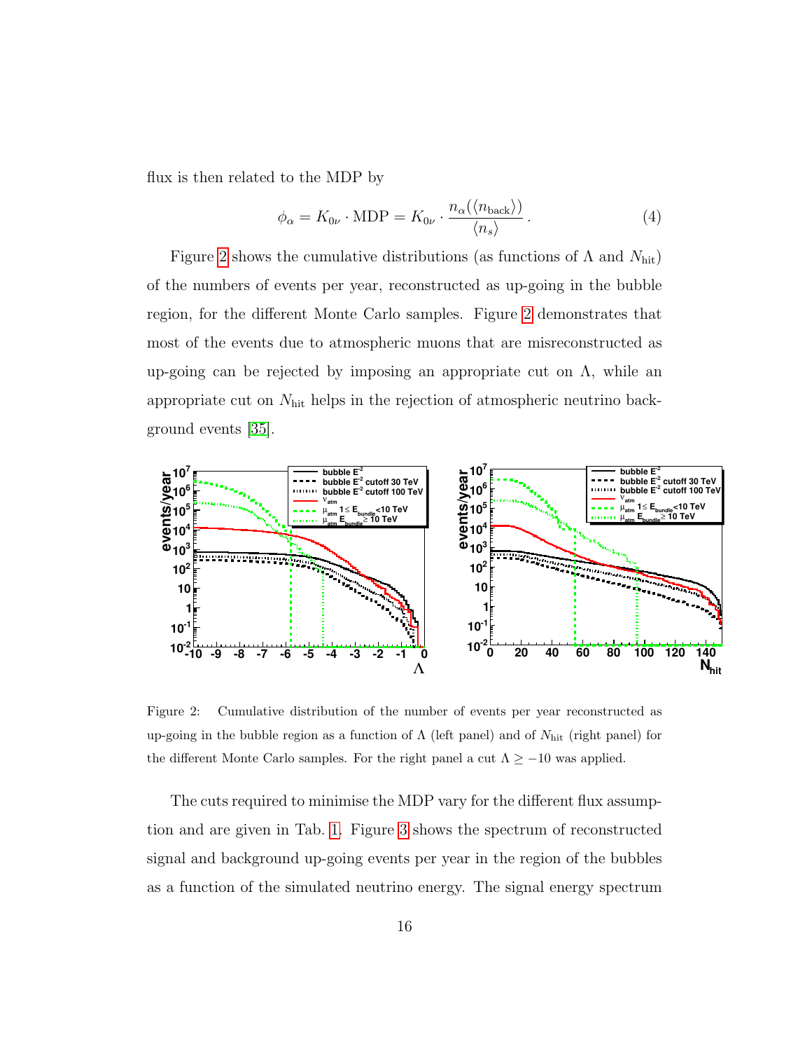flux is then related to the MDP by

$$\phi_\alpha = K_{0\nu} \cdot \mathrm{MDP} = K_{0\nu} \cdot \frac{n_\alpha(\langle n_{\mathrm{back}} \rangle)}{\langle n_s \rangle}\,. \tag{4}$$

Figure 2 shows the cumulative distributions (as functions of $\Lambda$ and $N_{\mathrm{hit}}$) of the numbers of events per year, reconstructed as up-going in the bubble region, for the different Monte Carlo samples. Figure 2 demonstrates that most of the events due to atmospheric muons that are misreconstructed as up-going can be rejected by imposing an appropriate cut on $\Lambda$, while an appropriate cut on $N_{\mathrm{hit}}$ helps in the rejection of atmospheric neutrino background events [35].

Figure 2: Cumulative distribution of the number of events per year reconstructed as up-going in the bubble region as a function of $\Lambda$ (left panel) and of $N_{\mathrm{hit}}$ (right panel) for the different Monte Carlo samples. For the right panel a cut $\Lambda \geq -10$ was applied.

The cuts required to minimise the MDP vary for the different flux assumption and are given in Tab. 1. Figure 3 shows the spectrum of reconstructed signal and background up-going events per year in the region of the bubbles as a function of the simulated neutrino energy. The signal energy spectrum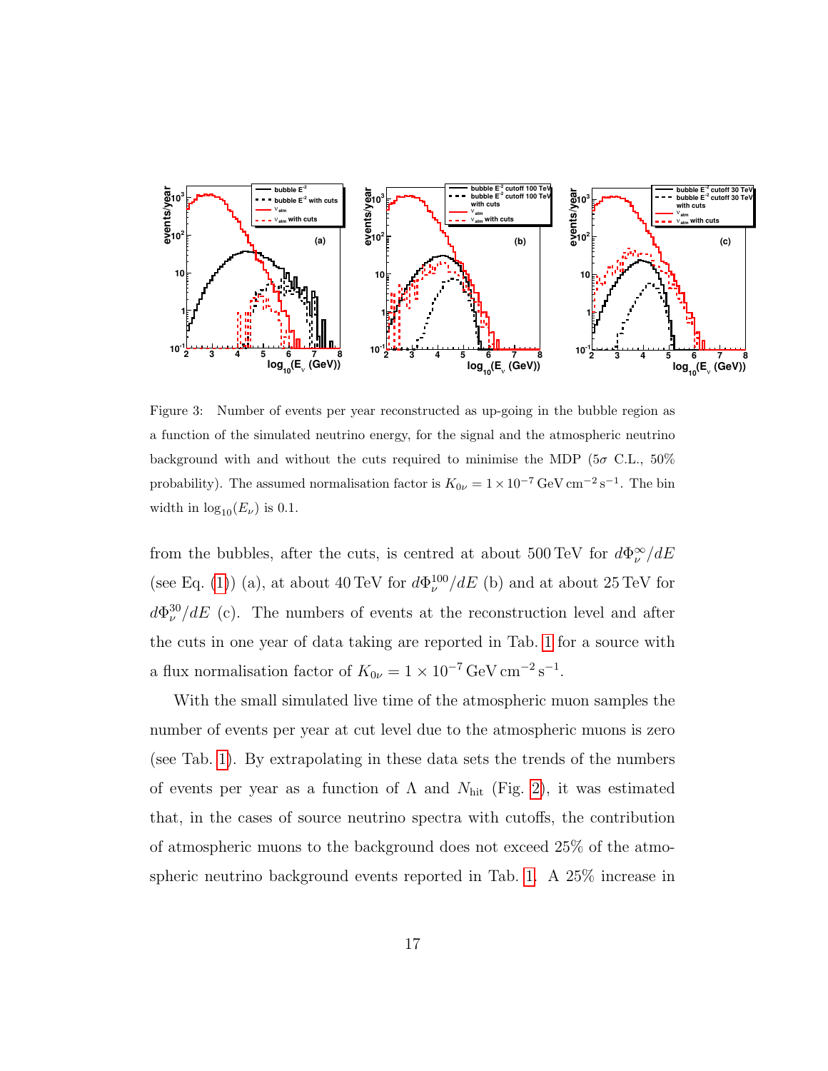Figure 3: Number of events per year reconstructed as up-going in the bubble region as a function of the simulated neutrino energy, for the signal and the atmospheric neutrino background with and without the cuts required to minimise the MDP ($5\sigma$ C.L., 50% probability). The assumed normalisation factor is $K_{0\nu} = 1 \times 10^{-7}\,\mathrm{GeV\,cm^{-2}\,s^{-1}}$. The bin width in $\log_{10}(E_\nu)$ is 0.1.

from the bubbles, after the cuts, is centred at about 500 TeV for $d\Phi_\nu^\infty/dE$ (see Eq. (1)) (a), at about 40 TeV for $d\Phi_\nu^{100}/dE$ (b) and at about 25 TeV for $d\Phi_\nu^{30}/dE$ (c). The numbers of events at the reconstruction level and after the cuts in one year of data taking are reported in Tab. 1 for a source with a flux normalisation factor of $K_{0\nu} = 1 \times 10^{-7}\,\mathrm{GeV\,cm^{-2}\,s^{-1}}$.

With the small simulated live time of the atmospheric muon samples the number of events per year at cut level due to the atmospheric muons is zero (see Tab. 1). By extrapolating in these data sets the trends of the numbers of events per year as a function of $\Lambda$ and $N_{\mathrm{hit}}$ (Fig. 2), it was estimated that, in the cases of source neutrino spectra with cutoffs, the contribution of atmospheric muons to the background does not exceed 25% of the atmospheric neutrino background events reported in Tab. 1. A 25% increase in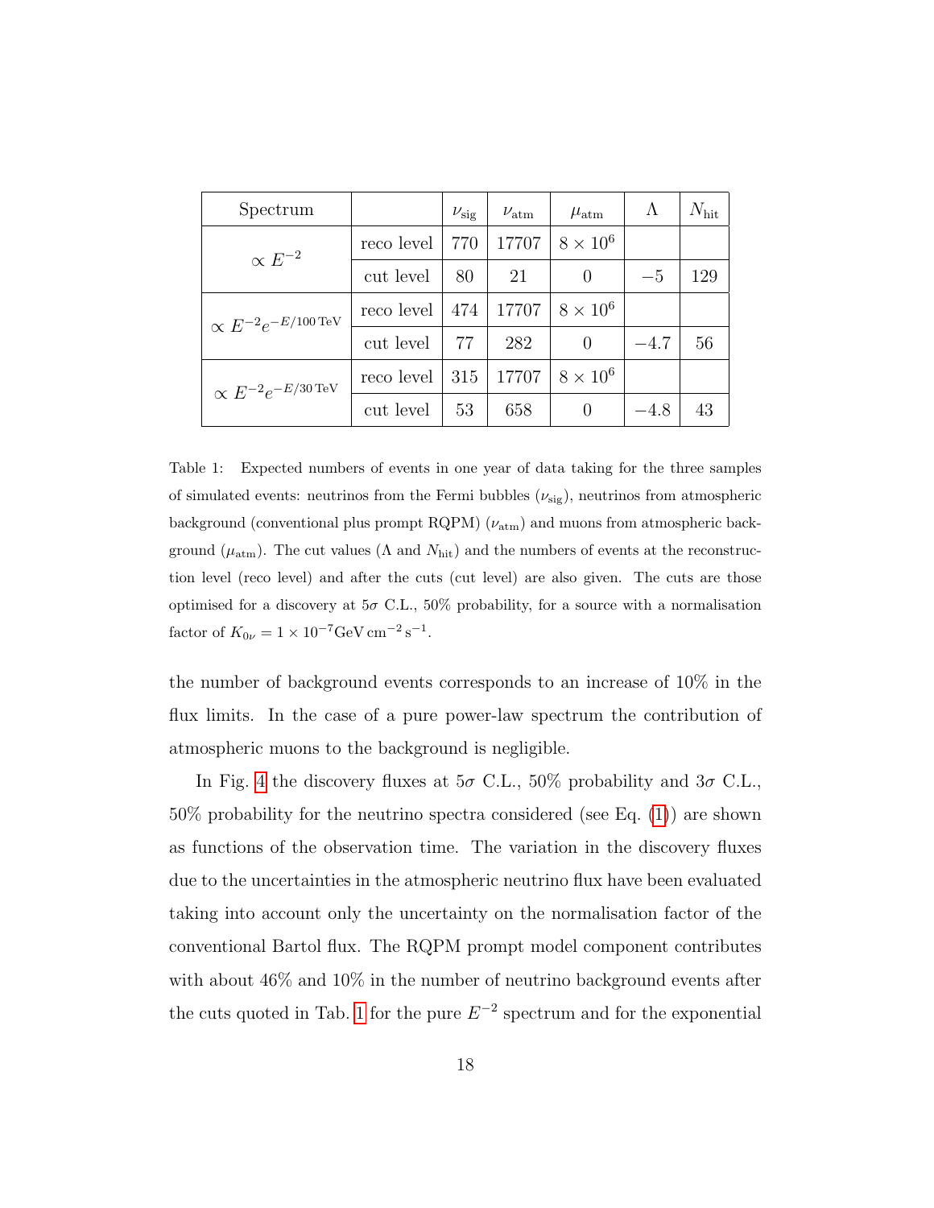| Spectrum | | $\nu_{\rm sig}$ | $\nu_{\rm atm}$ | $\mu_{\rm atm}$ | $\Lambda$ | $N_{\rm hit}$ |
|---|---|---|---|---|---|---|
| $\propto E^{-2}$ | reco level | 770 | 17707 | $8 \times 10^6$ | | |
| | cut level | 80 | 21 | 0 | $-5$ | 129 |
| $\propto E^{-2} e^{-E/100\,\mathrm{TeV}}$ | reco level | 474 | 17707 | $8 \times 10^6$ | | |
| | cut level | 77 | 282 | 0 | $-4.7$ | 56 |
| $\propto E^{-2} e^{-E/30\,\mathrm{TeV}}$ | reco level | 315 | 17707 | $8 \times 10^6$ | | |
| | cut level | 53 | 658 | 0 | $-4.8$ | 43 |

Table 1: Expected numbers of events in one year of data taking for the three samples of simulated events: neutrinos from the Fermi bubbles ($\nu_{\rm sig}$), neutrinos from atmospheric background (conventional plus prompt RQPM) ($\nu_{\rm atm}$) and muons from atmospheric background ($\mu_{\rm atm}$). The cut values ($\Lambda$ and $N_{\rm hit}$) and the numbers of events at the reconstruction level (reco level) and after the cuts (cut level) are also given. The cuts are those optimised for a discovery at $5\sigma$ C.L., 50% probability, for a source with a normalisation factor of $K_{0\nu} = 1 \times 10^{-7}\mathrm{GeV\,cm^{-2}\,s^{-1}}$.

the number of background events corresponds to an increase of 10% in the flux limits. In the case of a pure power-law spectrum the contribution of atmospheric muons to the background is negligible.

In Fig. 4 the discovery fluxes at $5\sigma$ C.L., 50% probability and $3\sigma$ C.L., 50% probability for the neutrino spectra considered (see Eq. (1)) are shown as functions of the observation time. The variation in the discovery fluxes due to the uncertainties in the atmospheric neutrino flux have been evaluated taking into account only the uncertainty on the normalisation factor of the conventional Bartol flux. The RQPM prompt model component contributes with about 46% and 10% in the number of neutrino background events after the cuts quoted in Tab. 1 for the pure $E^{-2}$ spectrum and for the exponential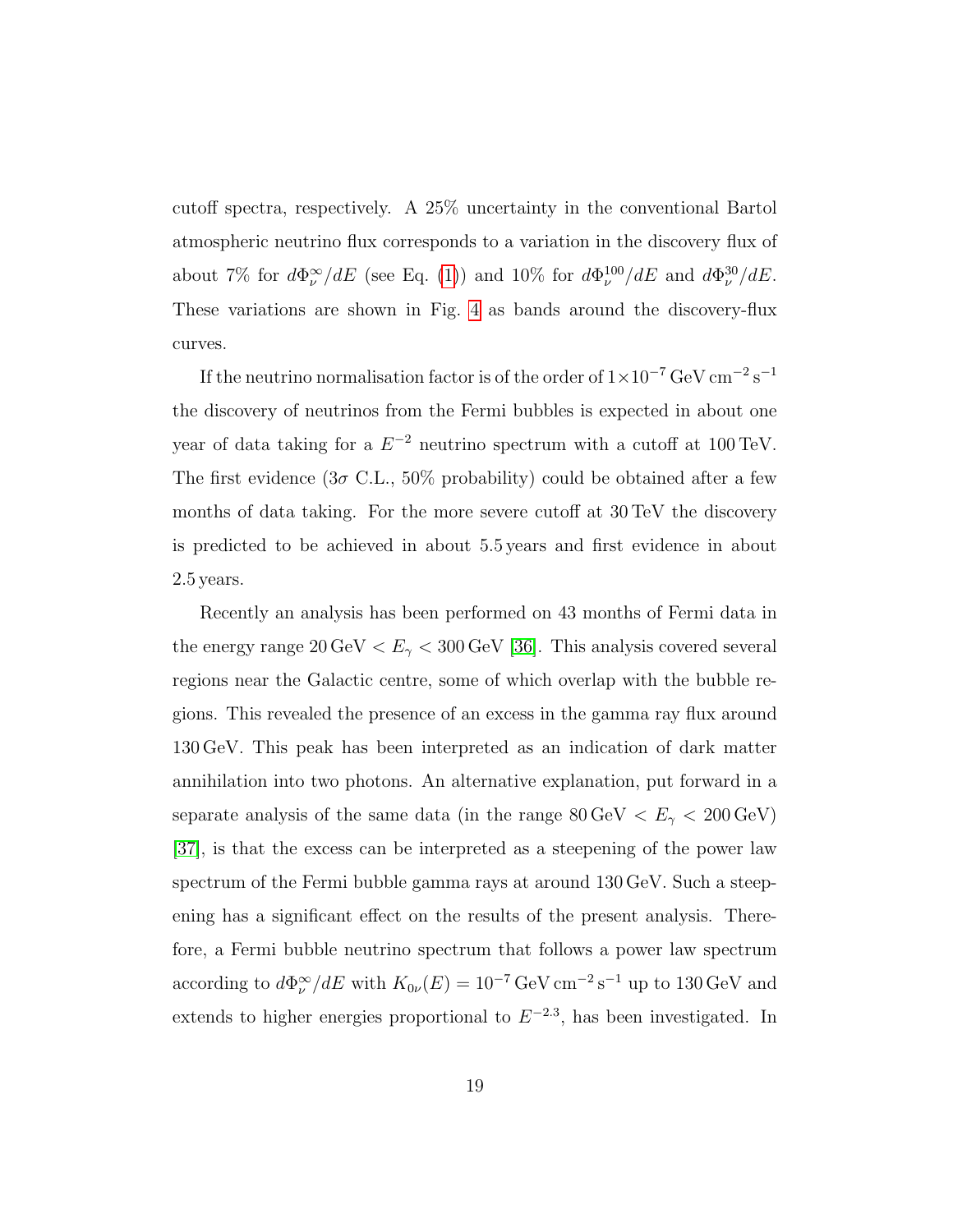cutoff spectra, respectively. A 25% uncertainty in the conventional Bartol atmospheric neutrino flux corresponds to a variation in the discovery flux of about 7% for $d\Phi_\nu^\infty/dE$ (see Eq. (1)) and 10% for $d\Phi_\nu^{100}/dE$ and $d\Phi_\nu^{30}/dE$. These variations are shown in Fig. 4 as bands around the discovery-flux curves.

If the neutrino normalisation factor is of the order of $1\times10^{-7}\,\mathrm{GeV\,cm^{-2}\,s^{-1}}$ the discovery of neutrinos from the Fermi bubbles is expected in about one year of data taking for a $E^{-2}$ neutrino spectrum with a cutoff at 100 TeV. The first evidence ($3\sigma$ C.L., 50% probability) could be obtained after a few months of data taking. For the more severe cutoff at 30 TeV the discovery is predicted to be achieved in about 5.5 years and first evidence in about 2.5 years.

Recently an analysis has been performed on 43 months of Fermi data in the energy range $20\,\mathrm{GeV} < E_\gamma < 300\,\mathrm{GeV}$ [36]. This analysis covered several regions near the Galactic centre, some of which overlap with the bubble regions. This revealed the presence of an excess in the gamma ray flux around 130 GeV. This peak has been interpreted as an indication of dark matter annihilation into two photons. An alternative explanation, put forward in a separate analysis of the same data (in the range $80\,\mathrm{GeV} < E_\gamma < 200\,\mathrm{GeV}$) [37], is that the excess can be interpreted as a steepening of the power law spectrum of the Fermi bubble gamma rays at around 130 GeV. Such a steepening has a significant effect on the results of the present analysis. Therefore, a Fermi bubble neutrino spectrum that follows a power law spectrum according to $d\Phi_\nu^\infty/dE$ with $K_{0\nu}(E) = 10^{-7}\,\mathrm{GeV\,cm^{-2}\,s^{-1}}$ up to 130 GeV and extends to higher energies proportional to $E^{-2.3}$, has been investigated. In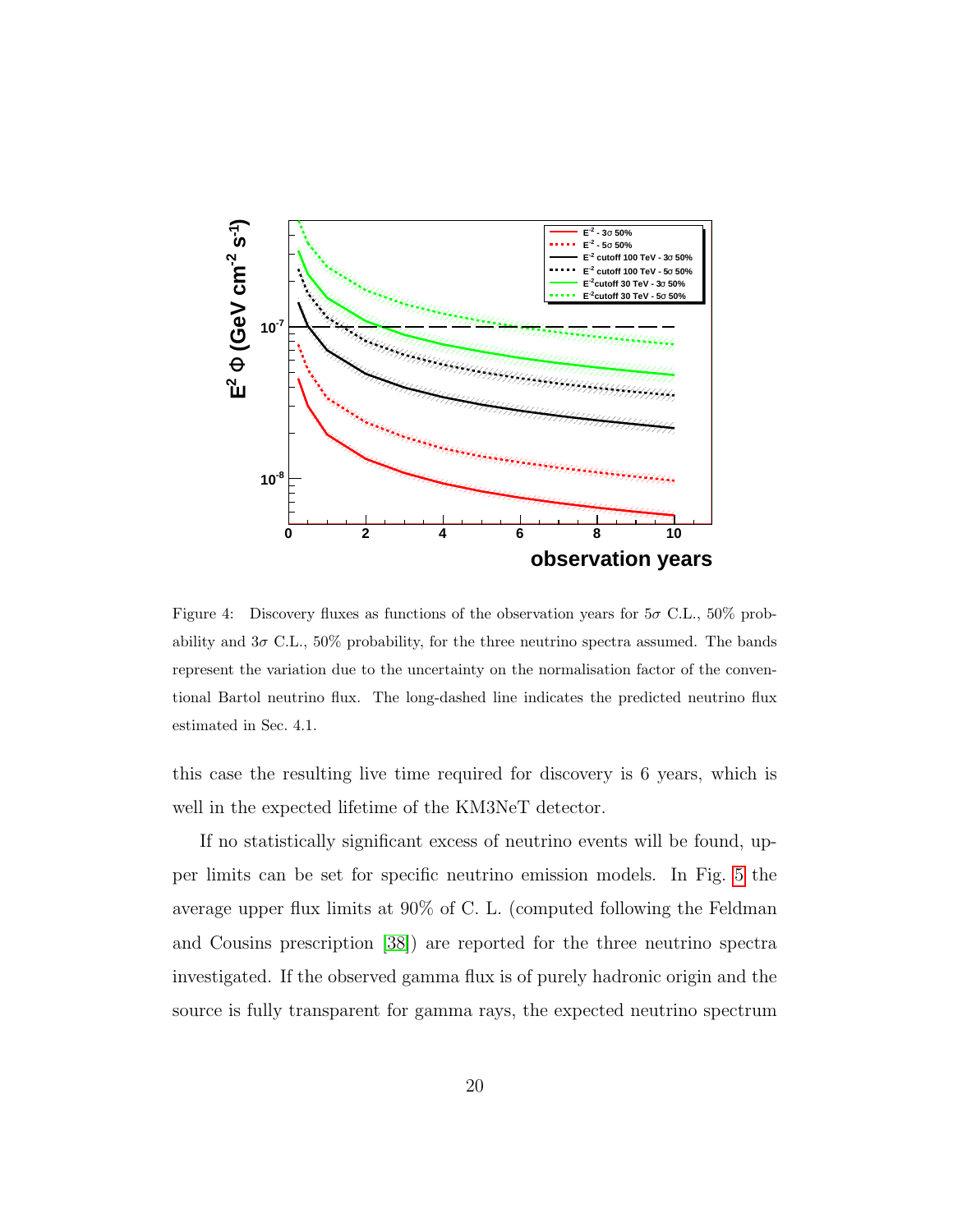Figure 4: Discovery fluxes as functions of the observation years for $5\sigma$ C.L., 50% probability and $3\sigma$ C.L., 50% probability, for the three neutrino spectra assumed. The bands represent the variation due to the uncertainty on the normalisation factor of the conventional Bartol neutrino flux. The long-dashed line indicates the predicted neutrino flux estimated in Sec. 4.1.

this case the resulting live time required for discovery is 6 years, which is well in the expected lifetime of the KM3NeT detector.

If no statistically significant excess of neutrino events will be found, upper limits can be set for specific neutrino emission models. In Fig. 5 the average upper flux limits at 90% of C. L. (computed following the Feldman and Cousins prescription [38]) are reported for the three neutrino spectra investigated. If the observed gamma flux is of purely hadronic origin and the source is fully transparent for gamma rays, the expected neutrino spectrum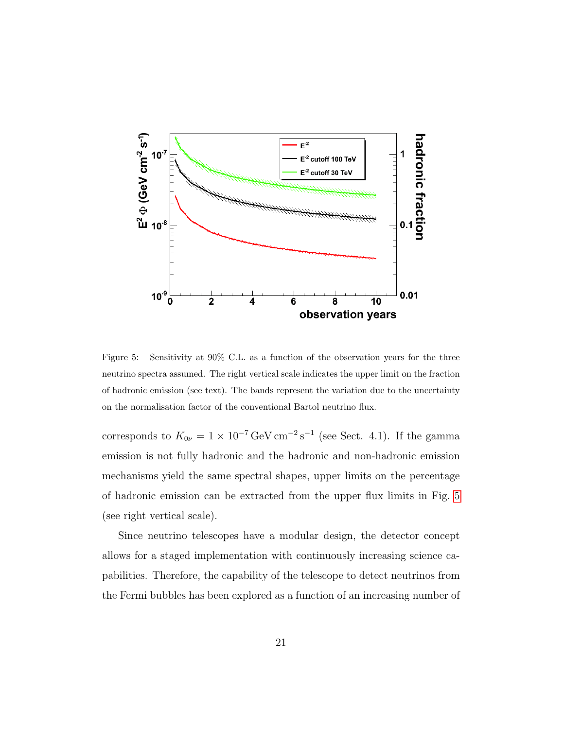Figure 5: Sensitivity at 90% C.L. as a function of the observation years for the three neutrino spectra assumed. The right vertical scale indicates the upper limit on the fraction of hadronic emission (see text). The bands represent the variation due to the uncertainty on the normalisation factor of the conventional Bartol neutrino flux.

corresponds to $K_{0\nu} = 1 \times 10^{-7}\,\mathrm{GeV\,cm^{-2}\,s^{-1}}$ (see Sect. 4.1). If the gamma emission is not fully hadronic and the hadronic and non-hadronic emission mechanisms yield the same spectral shapes, upper limits on the percentage of hadronic emission can be extracted from the upper flux limits in Fig. 5 (see right vertical scale).

Since neutrino telescopes have a modular design, the detector concept allows for a staged implementation with continuously increasing science capabilities. Therefore, the capability of the telescope to detect neutrinos from the Fermi bubbles has been explored as a function of an increasing number of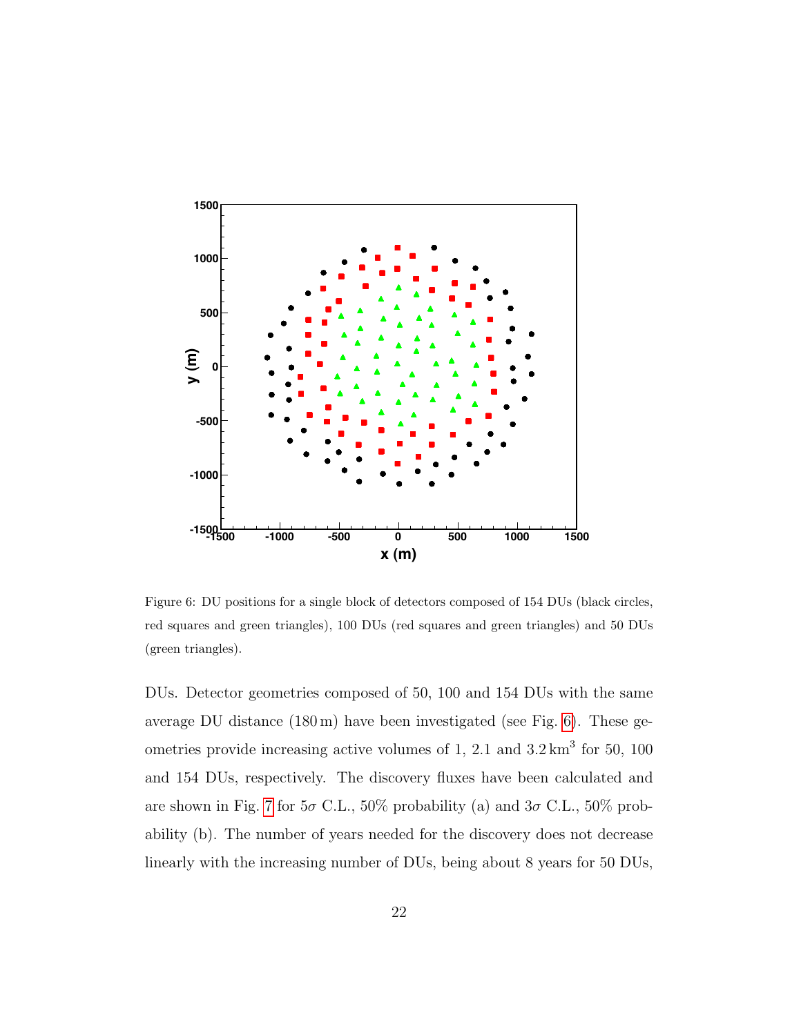Figure 6: DU positions for a single block of detectors composed of 154 DUs (black circles, red squares and green triangles), 100 DUs (red squares and green triangles) and 50 DUs (green triangles).

DUs. Detector geometries composed of 50, 100 and 154 DUs with the same average DU distance (180 m) have been investigated (see Fig. 6). These geometries provide increasing active volumes of 1, 2.1 and 3.2 $km^3$ for 50, 100 and 154 DUs, respectively. The discovery fluxes have been calculated and are shown in Fig. 7 for $5\sigma$ C.L., 50% probability (a) and $3\sigma$ C.L., 50% probability (b). The number of years needed for the discovery does not decrease linearly with the increasing number of DUs, being about 8 years for 50 DUs,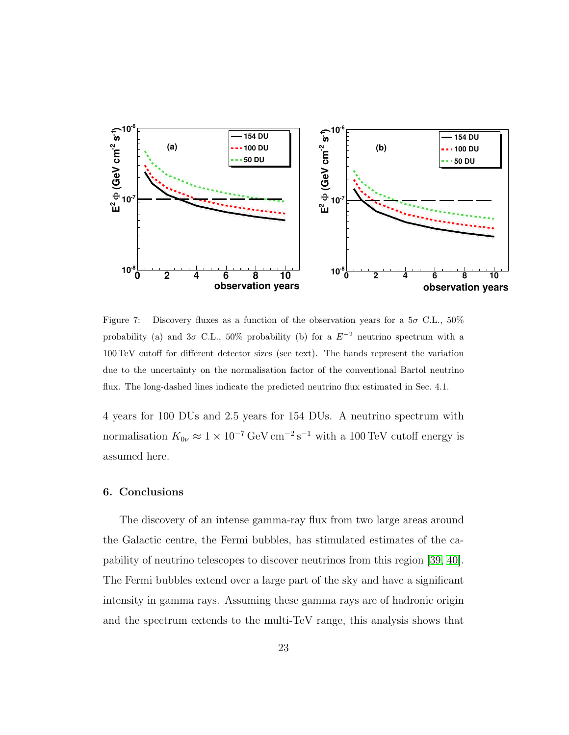Figure 7: Discovery fluxes as a function of the observation years for a $5\sigma$ C.L., 50% probability (a) and $3\sigma$ C.L., 50% probability (b) for a $E^{-2}$ neutrino spectrum with a 100 TeV cutoff for different detector sizes (see text). The bands represent the variation due to the uncertainty on the normalisation factor of the conventional Bartol neutrino flux. The long-dashed lines indicate the predicted neutrino flux estimated in Sec. 4.1.

4 years for 100 DUs and 2.5 years for 154 DUs. A neutrino spectrum with normalisation $K_{0\nu} \approx 1 \times 10^{-7}\,\mathrm{GeV\,cm^{-2}\,s^{-1}}$ with a 100 TeV cutoff energy is assumed here.

## 6. Conclusions

The discovery of an intense gamma-ray flux from two large areas around the Galactic centre, the Fermi bubbles, has stimulated estimates of the capability of neutrino telescopes to discover neutrinos from this region [39, 40]. The Fermi bubbles extend over a large part of the sky and have a significant intensity in gamma rays. Assuming these gamma rays are of hadronic origin and the spectrum extends to the multi-TeV range, this analysis shows that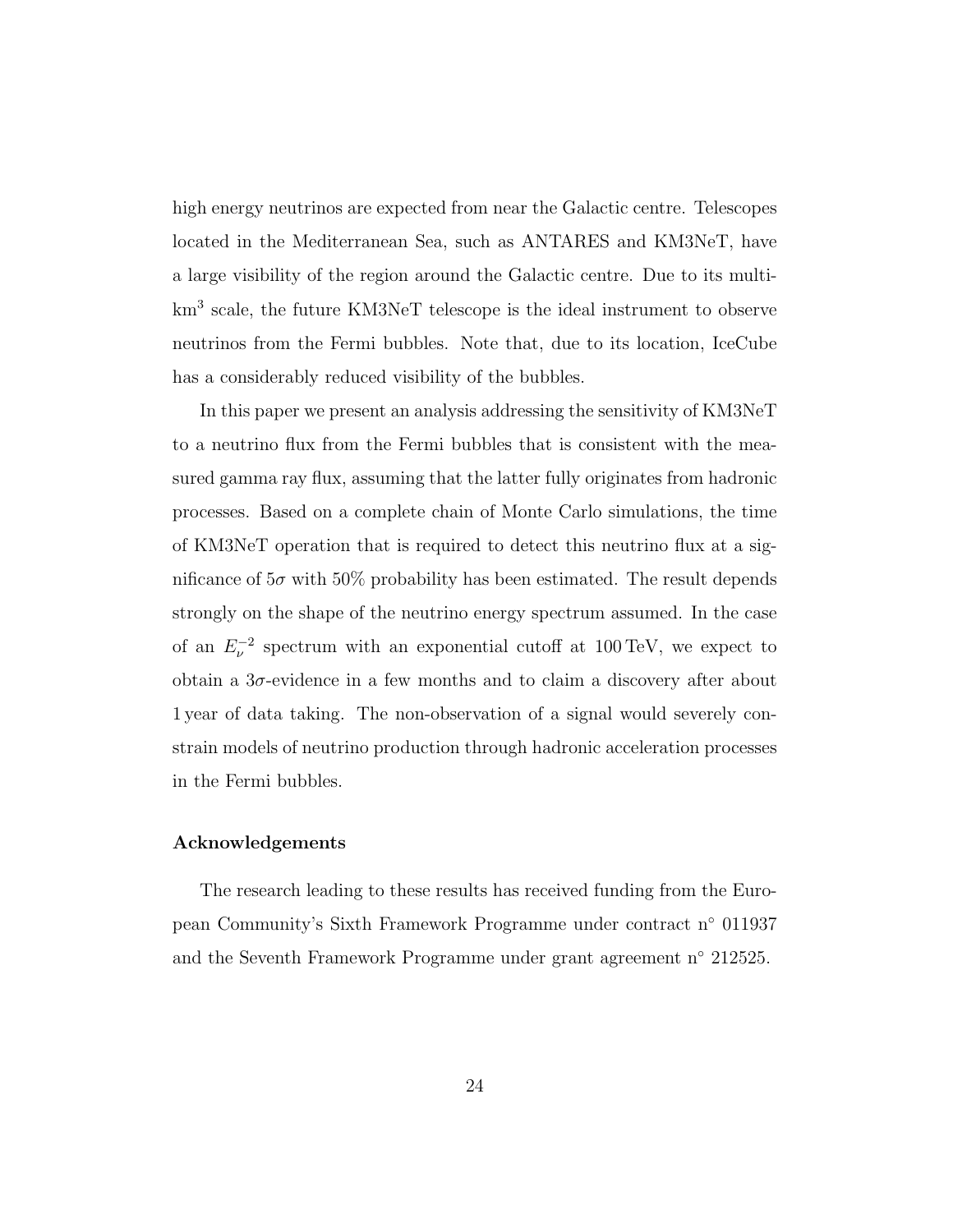high energy neutrinos are expected from near the Galactic centre. Telescopes located in the Mediterranean Sea, such as ANTARES and KM3NeT, have a large visibility of the region around the Galactic centre. Due to its multi-km$^3$ scale, the future KM3NeT telescope is the ideal instrument to observe neutrinos from the Fermi bubbles. Note that, due to its location, IceCube has a considerably reduced visibility of the bubbles.

In this paper we present an analysis addressing the sensitivity of KM3NeT to a neutrino flux from the Fermi bubbles that is consistent with the measured gamma ray flux, assuming that the latter fully originates from hadronic processes. Based on a complete chain of Monte Carlo simulations, the time of KM3NeT operation that is required to detect this neutrino flux at a significance of $5\sigma$ with 50% probability has been estimated. The result depends strongly on the shape of the neutrino energy spectrum assumed. In the case of an $E_\nu^{-2}$ spectrum with an exponential cutoff at 100 TeV, we expect to obtain a $3\sigma$-evidence in a few months and to claim a discovery after about 1 year of data taking. The non-observation of a signal would severely constrain models of neutrino production through hadronic acceleration processes in the Fermi bubbles.

#### Acknowledgements

The research leading to these results has received funding from the European Community's Sixth Framework Programme under contract n° 011937 and the Seventh Framework Programme under grant agreement n° 212525.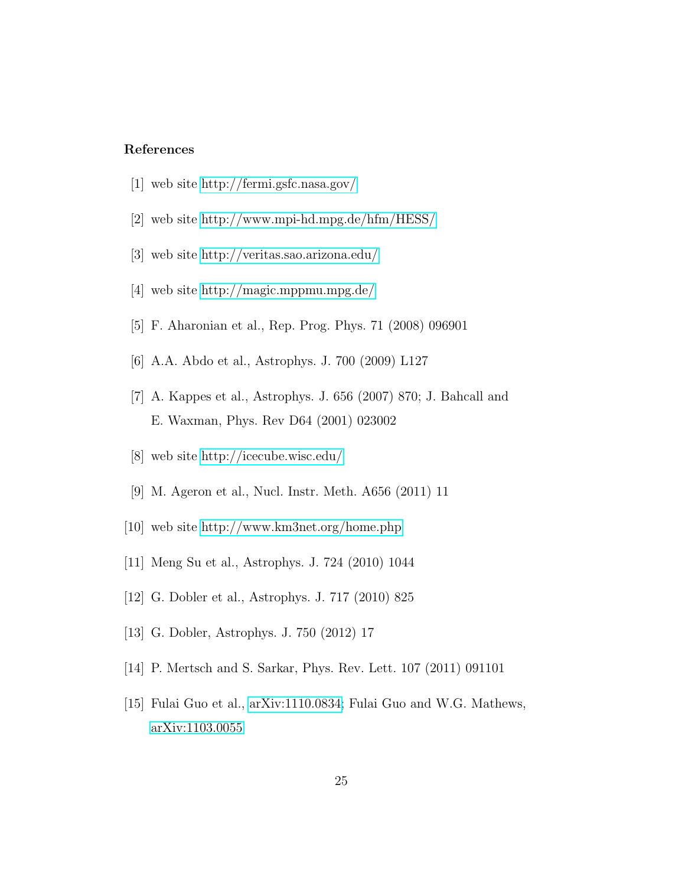### References

[1] web site http://fermi.gsfc.nasa.gov/

[2] web site http://www.mpi-hd.mpg.de/hfm/HESS/

[3] web site http://veritas.sao.arizona.edu/

[4] web site http://magic.mppmu.mpg.de/

[5] F. Aharonian et al., Rep. Prog. Phys. 71 (2008) 096901

[6] A.A. Abdo et al., Astrophys. J. 700 (2009) L127

[7] A. Kappes et al., Astrophys. J. 656 (2007) 870; J. Bahcall and E. Waxman, Phys. Rev D64 (2001) 023002

[8] web site http://icecube.wisc.edu/

[9] M. Ageron et al., Nucl. Instr. Meth. A656 (2011) 11

[10] web site http://www.km3net.org/home.php

[11] Meng Su et al., Astrophys. J. 724 (2010) 1044

[12] G. Dobler et al., Astrophys. J. 717 (2010) 825

[13] G. Dobler, Astrophys. J. 750 (2012) 17

[14] P. Mertsch and S. Sarkar, Phys. Rev. Lett. 107 (2011) 091101

[15] Fulai Guo et al., arXiv:1110.0834; Fulai Guo and W.G. Mathews, arXiv:1103.0055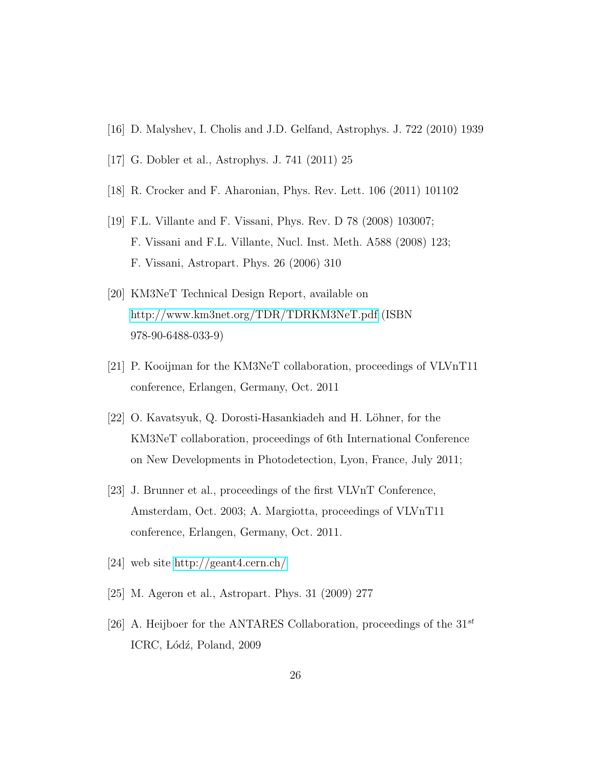[16] D. Malyshev, I. Cholis and J.D. Gelfand, Astrophys. J. 722 (2010) 1939

[17] G. Dobler et al., Astrophys. J. 741 (2011) 25

[18] R. Crocker and F. Aharonian, Phys. Rev. Lett. 106 (2011) 101102

[19] F.L. Villante and F. Vissani, Phys. Rev. D 78 (2008) 103007;
F. Vissani and F.L. Villante, Nucl. Inst. Meth. A588 (2008) 123;
F. Vissani, Astropart. Phys. 26 (2006) 310

[20] KM3NeT Technical Design Report, available on
http://www.km3net.org/TDR/TDRKM3NeT.pdf (ISBN 978-90-6488-033-9)

[21] P. Kooijman for the KM3NeT collaboration, proceedings of VLVnT11 conference, Erlangen, Germany, Oct. 2011

[22] O. Kavatsyuk, Q. Dorosti-Hasankiadeh and H. Löhner, for the KM3NeT collaboration, proceedings of 6th International Conference on New Developments in Photodetection, Lyon, France, July 2011;

[23] J. Brunner et al., proceedings of the first VLVnT Conference, Amsterdam, Oct. 2003; A. Margiotta, proceedings of VLVnT11 conference, Erlangen, Germany, Oct. 2011.

[24] web site http://geant4.cern.ch/

[25] M. Ageron et al., Astropart. Phys. 31 (2009) 277

[26] A. Heijboer for the ANTARES Collaboration, proceedings of the $31^{st}$ ICRC, Łódź, Poland, 2009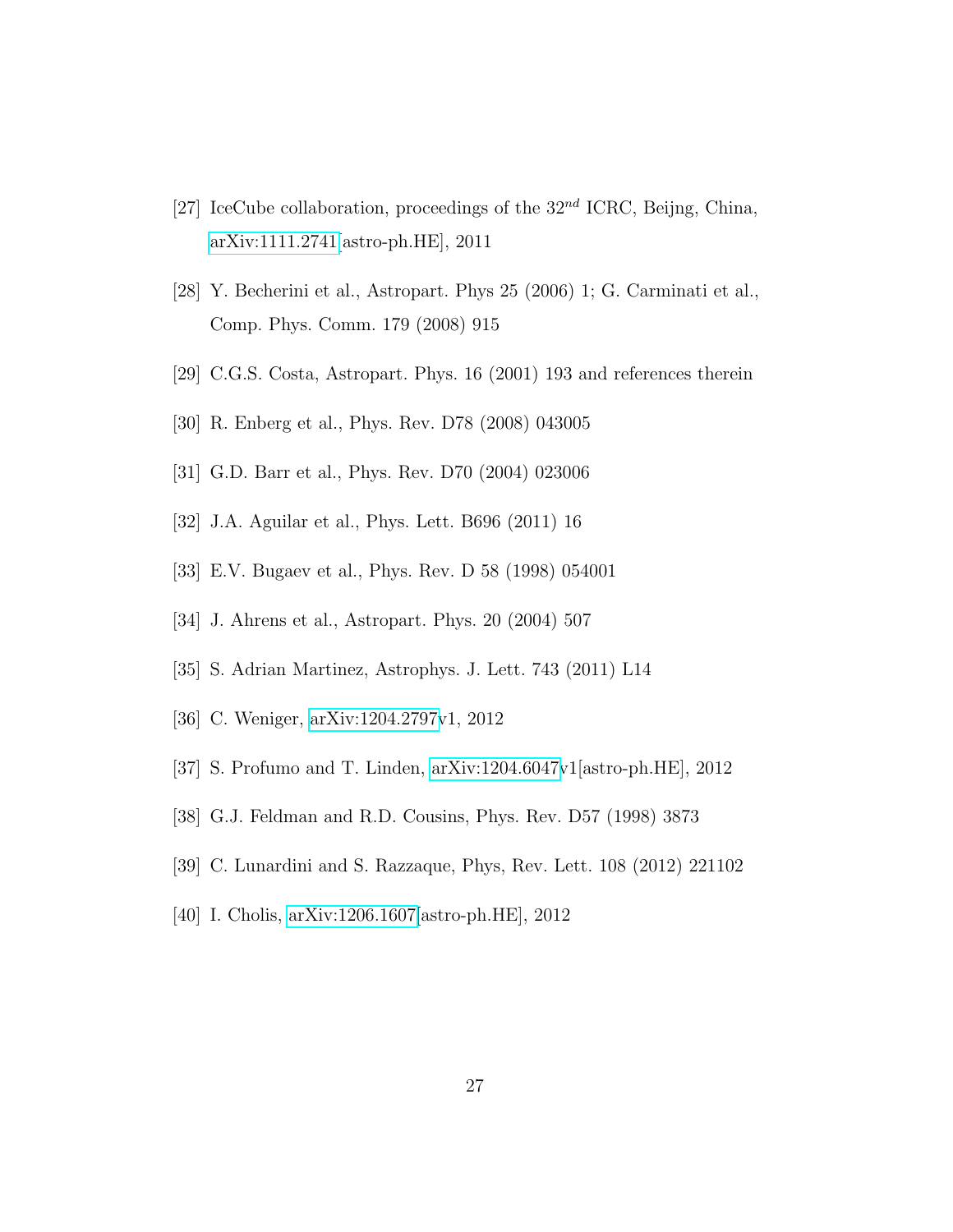[27] IceCube collaboration, proceedings of the $32^{nd}$ ICRC, Beijng, China, arXiv:1111.2741[astro-ph.HE], 2011

[28] Y. Becherini et al., Astropart. Phys 25 (2006) 1; G. Carminati et al., Comp. Phys. Comm. 179 (2008) 915

[29] C.G.S. Costa, Astropart. Phys. 16 (2001) 193 and references therein

[30] R. Enberg et al., Phys. Rev. D78 (2008) 043005

[31] G.D. Barr et al., Phys. Rev. D70 (2004) 023006

[32] J.A. Aguilar et al., Phys. Lett. B696 (2011) 16

[33] E.V. Bugaev et al., Phys. Rev. D 58 (1998) 054001

[34] J. Ahrens et al., Astropart. Phys. 20 (2004) 507

[35] S. Adrian Martinez, Astrophys. J. Lett. 743 (2011) L14

[36] C. Weniger, arXiv:1204.2797v1, 2012

[37] S. Profumo and T. Linden, arXiv:1204.6047v1[astro-ph.HE], 2012

[38] G.J. Feldman and R.D. Cousins, Phys. Rev. D57 (1998) 3873

[39] C. Lunardini and S. Razzaque, Phys, Rev. Lett. 108 (2012) 221102

[40] I. Cholis, arXiv:1206.1607[astro-ph.HE], 2012